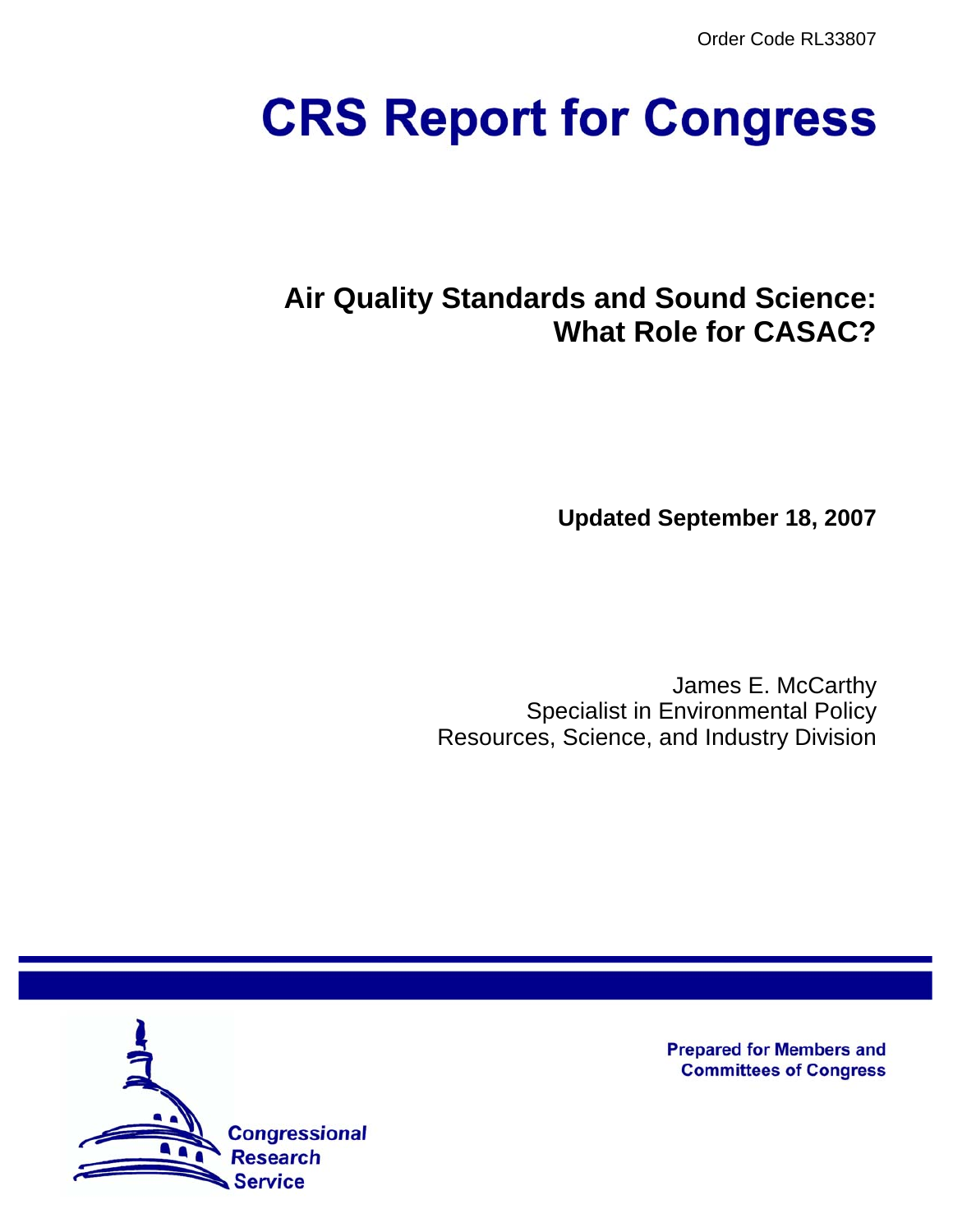Order Code RL33807

# CRS Report for Congress

## Air Quality Standards and Sound Science: What Role for CASAC?

**Updated September 18, 2007**

James E. McCarthy
Specialist in Environmental Policy
Resources, Science, and Industry Division

Prepared for Members and Committees of Congress

Congressional Research Service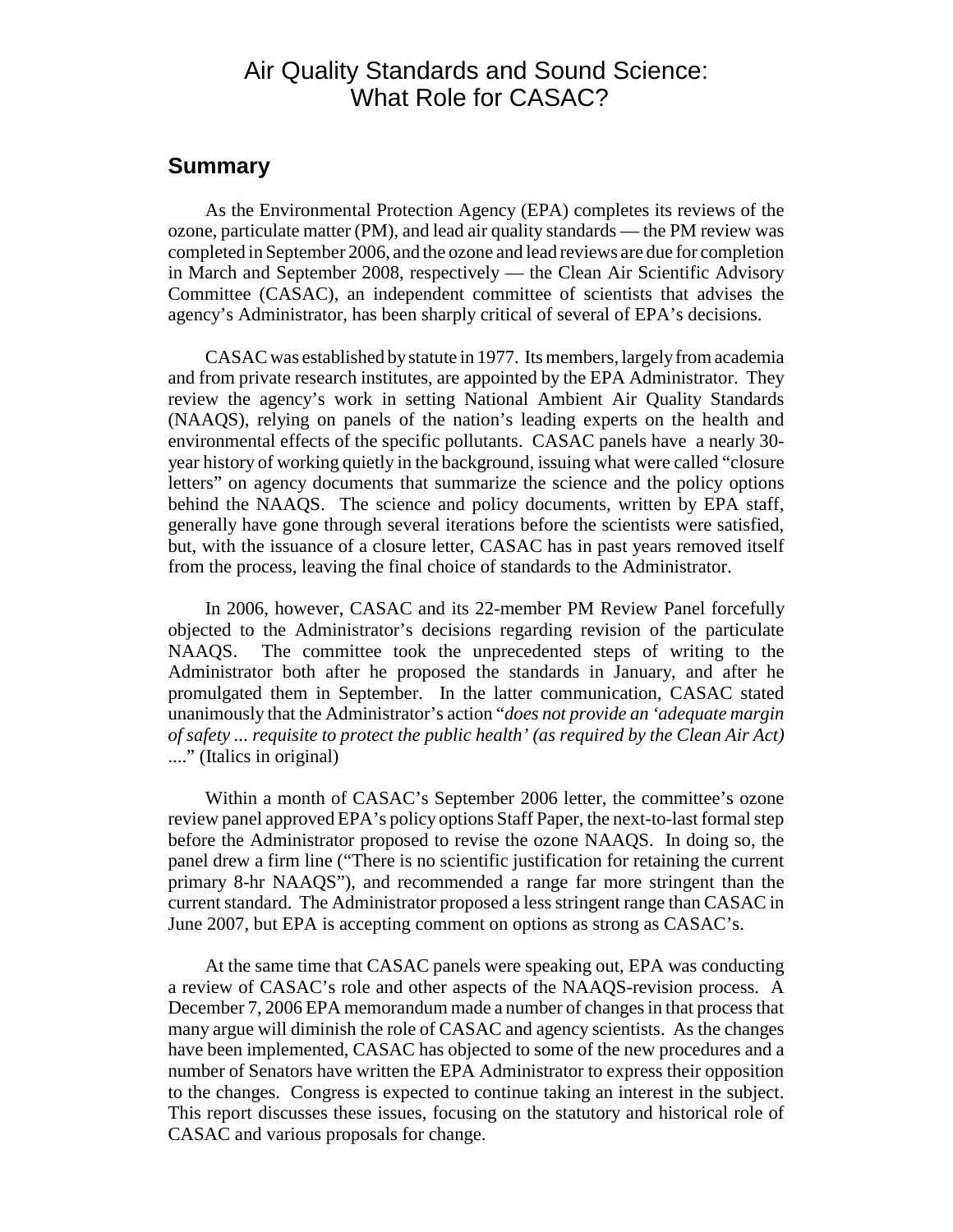# Air Quality Standards and Sound Science: What Role for CASAC?

## Summary

As the Environmental Protection Agency (EPA) completes its reviews of the ozone, particulate matter (PM), and lead air quality standards — the PM review was completed in September 2006, and the ozone and lead reviews are due for completion in March and September 2008, respectively — the Clean Air Scientific Advisory Committee (CASAC), an independent committee of scientists that advises the agency's Administrator, has been sharply critical of several of EPA's decisions.

CASAC was established by statute in 1977. Its members, largely from academia and from private research institutes, are appointed by the EPA Administrator. They review the agency's work in setting National Ambient Air Quality Standards (NAAQS), relying on panels of the nation's leading experts on the health and environmental effects of the specific pollutants. CASAC panels have a nearly 30-year history of working quietly in the background, issuing what were called "closure letters" on agency documents that summarize the science and the policy options behind the NAAQS. The science and policy documents, written by EPA staff, generally have gone through several iterations before the scientists were satisfied, but, with the issuance of a closure letter, CASAC has in past years removed itself from the process, leaving the final choice of standards to the Administrator.

In 2006, however, CASAC and its 22-member PM Review Panel forcefully objected to the Administrator's decisions regarding revision of the particulate NAAQS. The committee took the unprecedented steps of writing to the Administrator both after he proposed the standards in January, and after he promulgated them in September. In the latter communication, CASAC stated unanimously that the Administrator's action "*does not provide an 'adequate margin of safety ... requisite to protect the public health' (as required by the Clean Air Act)* ...." (Italics in original)

Within a month of CASAC's September 2006 letter, the committee's ozone review panel approved EPA's policy options Staff Paper, the next-to-last formal step before the Administrator proposed to revise the ozone NAAQS. In doing so, the panel drew a firm line ("There is no scientific justification for retaining the current primary 8-hr NAAQS"), and recommended a range far more stringent than the current standard. The Administrator proposed a less stringent range than CASAC in June 2007, but EPA is accepting comment on options as strong as CASAC's.

At the same time that CASAC panels were speaking out, EPA was conducting a review of CASAC's role and other aspects of the NAAQS-revision process. A December 7, 2006 EPA memorandum made a number of changes in that process that many argue will diminish the role of CASAC and agency scientists. As the changes have been implemented, CASAC has objected to some of the new procedures and a number of Senators have written the EPA Administrator to express their opposition to the changes. Congress is expected to continue taking an interest in the subject. This report discusses these issues, focusing on the statutory and historical role of CASAC and various proposals for change.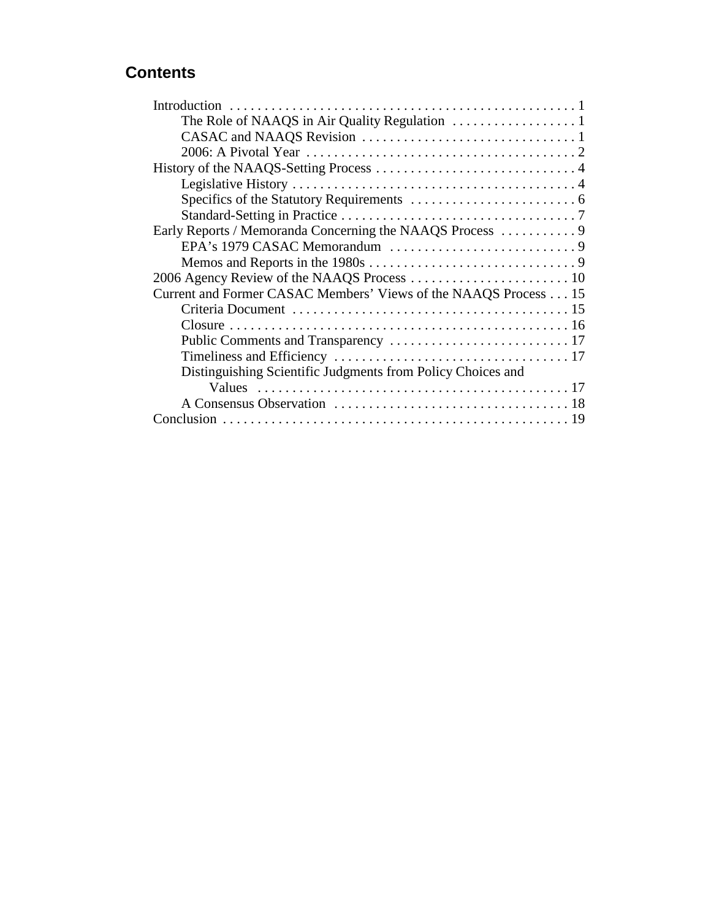## Contents

- Introduction . . . . . . . . . . . . . . . . . . . . . . . . . . . . . . . . . . . . . . . . . . . . . . . . . 1
  - The Role of NAAQS in Air Quality Regulation . . . . . . . . . . . . . . . . . . 1
  - CASAC and NAAQS Revision . . . . . . . . . . . . . . . . . . . . . . . . . . . . . . . 1
  - 2006: A Pivotal Year . . . . . . . . . . . . . . . . . . . . . . . . . . . . . . . . . . . . . . 2
- History of the NAAQS-Setting Process . . . . . . . . . . . . . . . . . . . . . . . . . . . . 4
  - Legislative History . . . . . . . . . . . . . . . . . . . . . . . . . . . . . . . . . . . . . . . . 4
  - Specifics of the Statutory Requirements . . . . . . . . . . . . . . . . . . . . . . . . 6
  - Standard-Setting in Practice . . . . . . . . . . . . . . . . . . . . . . . . . . . . . . . . . 7
- Early Reports / Memoranda Concerning the NAAQS Process . . . . . . . . . . . 9
  - EPA's 1979 CASAC Memorandum . . . . . . . . . . . . . . . . . . . . . . . . . . . 9
  - Memos and Reports in the 1980s . . . . . . . . . . . . . . . . . . . . . . . . . . . . . 9
- 2006 Agency Review of the NAAQS Process . . . . . . . . . . . . . . . . . . . . . . . 10
- Current and Former CASAC Members' Views of the NAAQS Process . . . 15
  - Criteria Document . . . . . . . . . . . . . . . . . . . . . . . . . . . . . . . . . . . . . . . 15
  - Closure . . . . . . . . . . . . . . . . . . . . . . . . . . . . . . . . . . . . . . . . . . . . . . . . 16
  - Public Comments and Transparency . . . . . . . . . . . . . . . . . . . . . . . . . . 17
  - Timeliness and Efficiency . . . . . . . . . . . . . . . . . . . . . . . . . . . . . . . . . . 17
  - Distinguishing Scientific Judgments from Policy Choices and Values . . . . . . . . . . . . . . . . . . . . . . . . . . . . . . . . . . . . . . . . . . . . . 17
  - A Consensus Observation . . . . . . . . . . . . . . . . . . . . . . . . . . . . . . . . . . 18
- Conclusion . . . . . . . . . . . . . . . . . . . . . . . . . . . . . . . . . . . . . . . . . . . . . . . . . . 19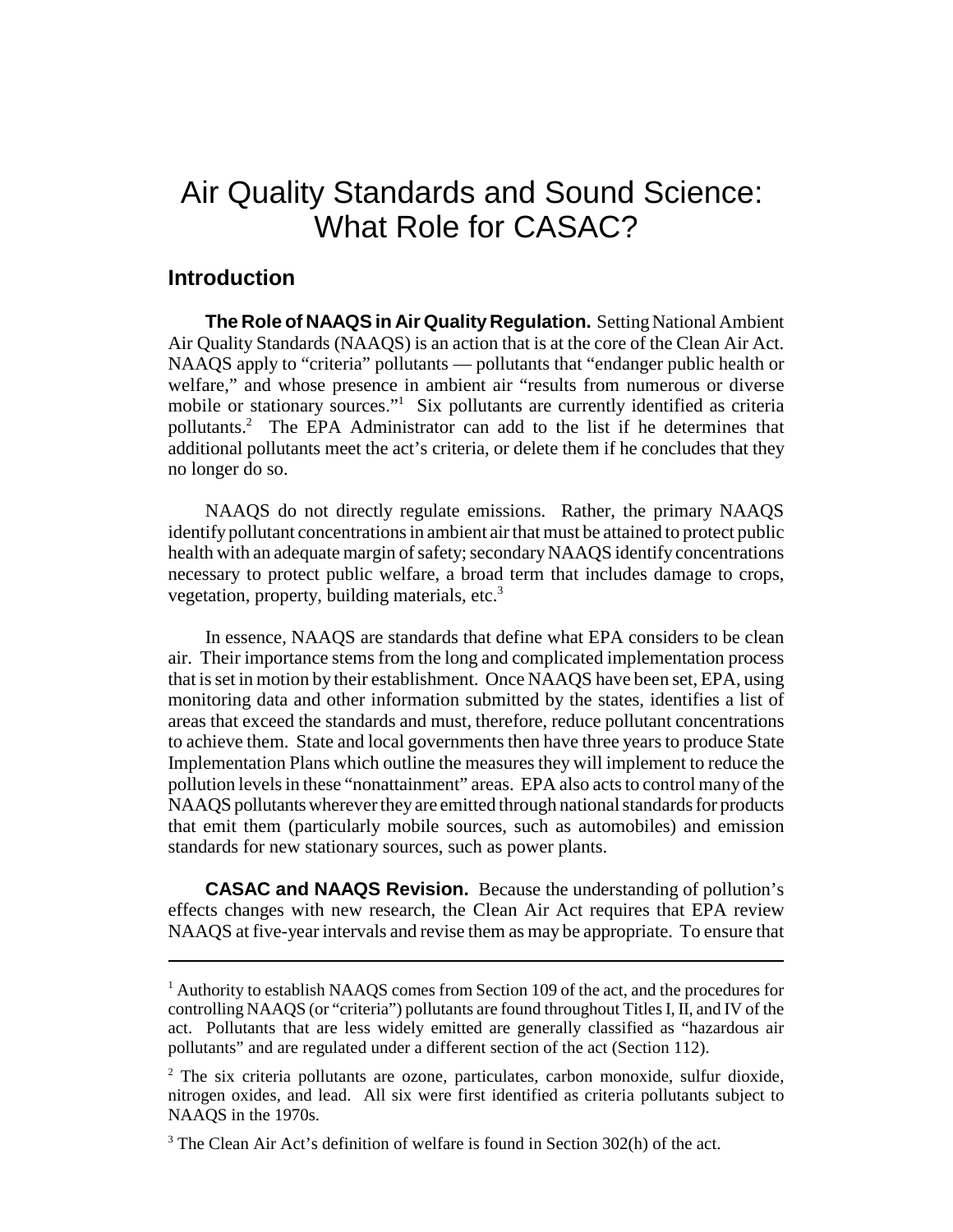# Air Quality Standards and Sound Science: What Role for CASAC?

## Introduction

**The Role of NAAQS in Air Quality Regulation.** Setting National Ambient Air Quality Standards (NAAQS) is an action that is at the core of the Clean Air Act. NAAQS apply to "criteria" pollutants — pollutants that "endanger public health or welfare," and whose presence in ambient air "results from numerous or diverse mobile or stationary sources."[1] Six pollutants are currently identified as criteria pollutants.[2] The EPA Administrator can add to the list if he determines that additional pollutants meet the act's criteria, or delete them if he concludes that they no longer do so.

NAAQS do not directly regulate emissions. Rather, the primary NAAQS identify pollutant concentrations in ambient air that must be attained to protect public health with an adequate margin of safety; secondary NAAQS identify concentrations necessary to protect public welfare, a broad term that includes damage to crops, vegetation, property, building materials, etc.[3]

In essence, NAAQS are standards that define what EPA considers to be clean air. Their importance stems from the long and complicated implementation process that is set in motion by their establishment. Once NAAQS have been set, EPA, using monitoring data and other information submitted by the states, identifies a list of areas that exceed the standards and must, therefore, reduce pollutant concentrations to achieve them. State and local governments then have three years to produce State Implementation Plans which outline the measures they will implement to reduce the pollution levels in these "nonattainment" areas. EPA also acts to control many of the NAAQS pollutants wherever they are emitted through national standards for products that emit them (particularly mobile sources, such as automobiles) and emission standards for new stationary sources, such as power plants.

**CASAC and NAAQS Revision.** Because the understanding of pollution's effects changes with new research, the Clean Air Act requires that EPA review NAAQS at five-year intervals and revise them as may be appropriate. To ensure that

---

[1] Authority to establish NAAQS comes from Section 109 of the act, and the procedures for controlling NAAQS (or "criteria") pollutants are found throughout Titles I, II, and IV of the act. Pollutants that are less widely emitted are generally classified as "hazardous air pollutants" and are regulated under a different section of the act (Section 112).

[2] The six criteria pollutants are ozone, particulates, carbon monoxide, sulfur dioxide, nitrogen oxides, and lead. All six were first identified as criteria pollutants subject to NAAQS in the 1970s.

[3] The Clean Air Act's definition of welfare is found in Section 302(h) of the act.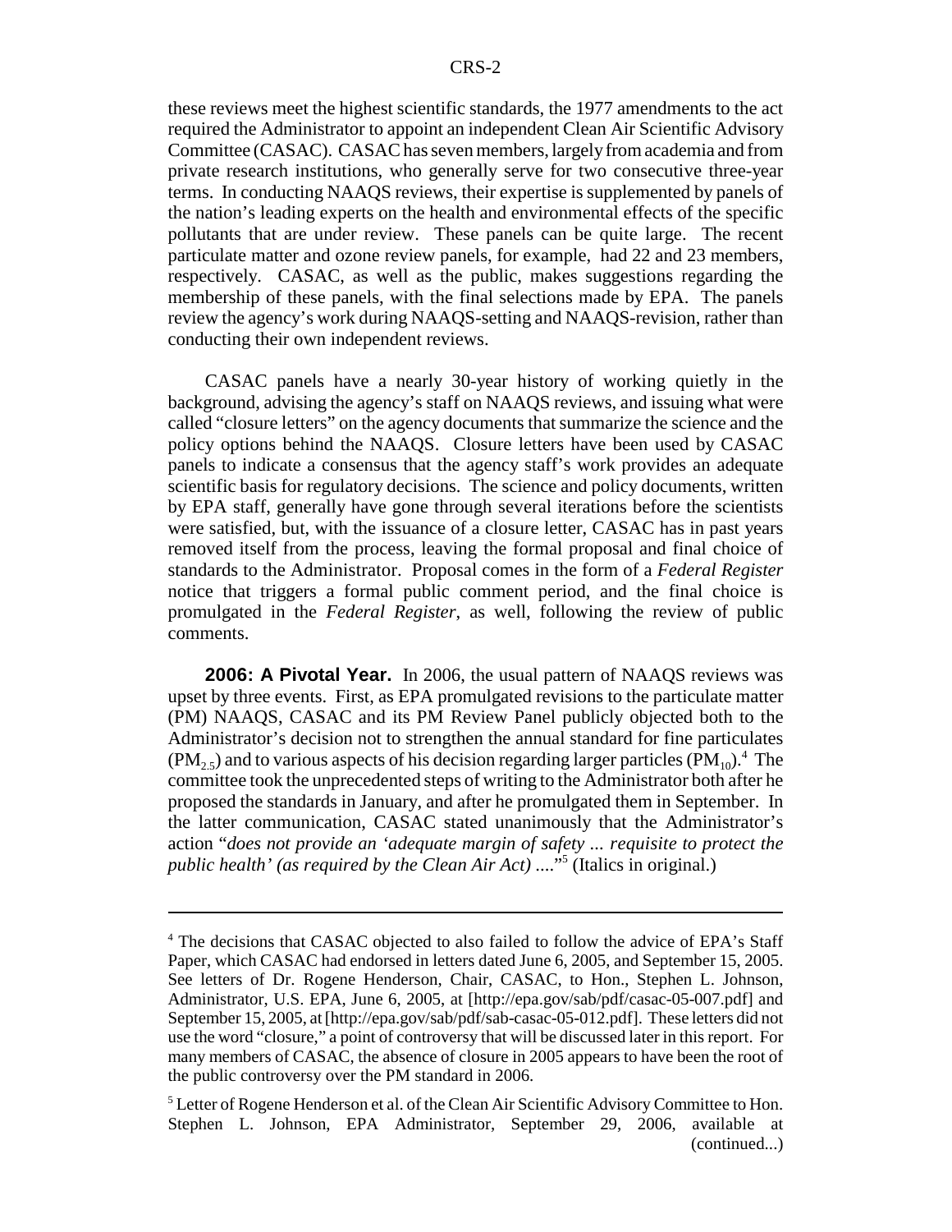these reviews meet the highest scientific standards, the 1977 amendments to the act required the Administrator to appoint an independent Clean Air Scientific Advisory Committee (CASAC). CASAC has seven members, largely from academia and from private research institutions, who generally serve for two consecutive three-year terms. In conducting NAAQS reviews, their expertise is supplemented by panels of the nation's leading experts on the health and environmental effects of the specific pollutants that are under review. These panels can be quite large. The recent particulate matter and ozone review panels, for example, had 22 and 23 members, respectively. CASAC, as well as the public, makes suggestions regarding the membership of these panels, with the final selections made by EPA. The panels review the agency's work during NAAQS-setting and NAAQS-revision, rather than conducting their own independent reviews.

CASAC panels have a nearly 30-year history of working quietly in the background, advising the agency's staff on NAAQS reviews, and issuing what were called "closure letters" on the agency documents that summarize the science and the policy options behind the NAAQS. Closure letters have been used by CASAC panels to indicate a consensus that the agency staff's work provides an adequate scientific basis for regulatory decisions. The science and policy documents, written by EPA staff, generally have gone through several iterations before the scientists were satisfied, but, with the issuance of a closure letter, CASAC has in past years removed itself from the process, leaving the formal proposal and final choice of standards to the Administrator. Proposal comes in the form of a *Federal Register* notice that triggers a formal public comment period, and the final choice is promulgated in the *Federal Register*, as well, following the review of public comments.

**2006: A Pivotal Year.** In 2006, the usual pattern of NAAQS reviews was upset by three events. First, as EPA promulgated revisions to the particulate matter (PM) NAAQS, CASAC and its PM Review Panel publicly objected both to the Administrator's decision not to strengthen the annual standard for fine particulates ($PM_{2.5}$) and to various aspects of his decision regarding larger particles ($PM_{10}$).[4] The committee took the unprecedented steps of writing to the Administrator both after he proposed the standards in January, and after he promulgated them in September. In the latter communication, CASAC stated unanimously that the Administrator's action "*does not provide an 'adequate margin of safety ... requisite to protect the public health' (as required by the Clean Air Act) ....*"[5] (Italics in original.)

---

[4] The decisions that CASAC objected to also failed to follow the advice of EPA's Staff Paper, which CASAC had endorsed in letters dated June 6, 2005, and September 15, 2005. See letters of Dr. Rogene Henderson, Chair, CASAC, to Hon., Stephen L. Johnson, Administrator, U.S. EPA, June 6, 2005, at [http://epa.gov/sab/pdf/casac-05-007.pdf] and September 15, 2005, at [http://epa.gov/sab/pdf/sab-casac-05-012.pdf]. These letters did not use the word "closure," a point of controversy that will be discussed later in this report. For many members of CASAC, the absence of closure in 2005 appears to have been the root of the public controversy over the PM standard in 2006.

[5] Letter of Rogene Henderson et al. of the Clean Air Scientific Advisory Committee to Hon. Stephen L. Johnson, EPA Administrator, September 29, 2006, available at (continued...)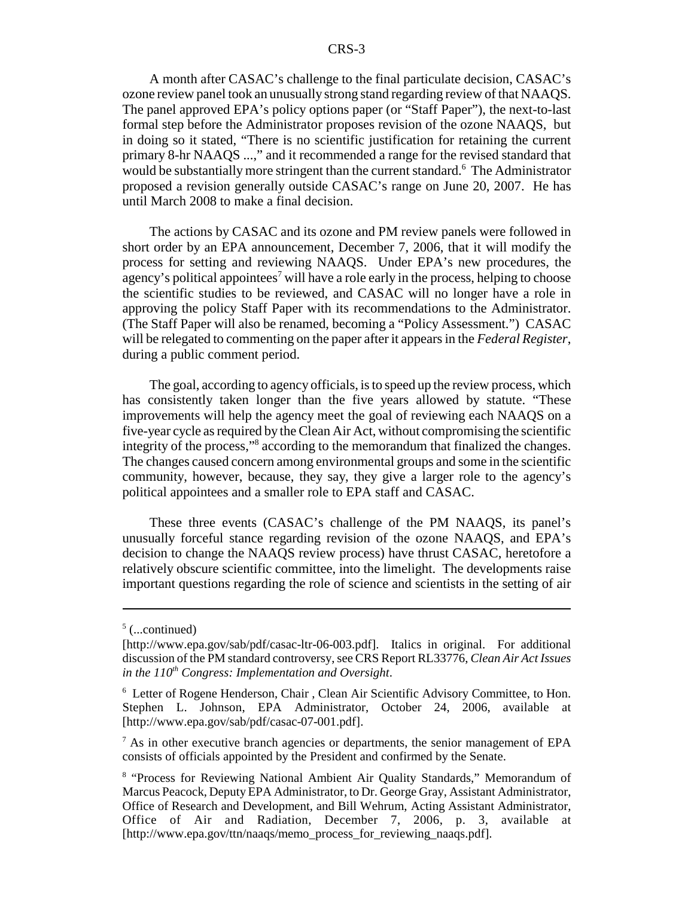A month after CASAC's challenge to the final particulate decision, CASAC's ozone review panel took an unusually strong stand regarding review of that NAAQS. The panel approved EPA's policy options paper (or "Staff Paper"), the next-to-last formal step before the Administrator proposes revision of the ozone NAAQS, but in doing so it stated, "There is no scientific justification for retaining the current primary 8-hr NAAQS ...," and it recommended a range for the revised standard that would be substantially more stringent than the current standard.[6] The Administrator proposed a revision generally outside CASAC's range on June 20, 2007. He has until March 2008 to make a final decision.

The actions by CASAC and its ozone and PM review panels were followed in short order by an EPA announcement, December 7, 2006, that it will modify the process for setting and reviewing NAAQS. Under EPA's new procedures, the agency's political appointees[7] will have a role early in the process, helping to choose the scientific studies to be reviewed, and CASAC will no longer have a role in approving the policy Staff Paper with its recommendations to the Administrator. (The Staff Paper will also be renamed, becoming a "Policy Assessment.") CASAC will be relegated to commenting on the paper after it appears in the *Federal Register*, during a public comment period.

The goal, according to agency officials, is to speed up the review process, which has consistently taken longer than the five years allowed by statute. "These improvements will help the agency meet the goal of reviewing each NAAQS on a five-year cycle as required by the Clean Air Act, without compromising the scientific integrity of the process,"[8] according to the memorandum that finalized the changes. The changes caused concern among environmental groups and some in the scientific community, however, because, they say, they give a larger role to the agency's political appointees and a smaller role to EPA staff and CASAC.

These three events (CASAC's challenge of the PM NAAQS, its panel's unusually forceful stance regarding revision of the ozone NAAQS, and EPA's decision to change the NAAQS review process) have thrust CASAC, heretofore a relatively obscure scientific committee, into the limelight. The developments raise important questions regarding the role of science and scientists in the setting of air

---

[5] (...continued)

[http://www.epa.gov/sab/pdf/casac-ltr-06-003.pdf]. Italics in original. For additional discussion of the PM standard controversy, see CRS Report RL33776, *Clean Air Act Issues in the 110th Congress: Implementation and Oversight*.

[6] Letter of Rogene Henderson, Chair , Clean Air Scientific Advisory Committee, to Hon. Stephen L. Johnson, EPA Administrator, October 24, 2006, available at [http://www.epa.gov/sab/pdf/casac-07-001.pdf].

[7] As in other executive branch agencies or departments, the senior management of EPA consists of officials appointed by the President and confirmed by the Senate.

[8] "Process for Reviewing National Ambient Air Quality Standards," Memorandum of Marcus Peacock, Deputy EPA Administrator, to Dr. George Gray, Assistant Administrator, Office of Research and Development, and Bill Wehrum, Acting Assistant Administrator, Office of Air and Radiation, December 7, 2006, p. 3, available at [http://www.epa.gov/ttn/naaqs/memo_process_for_reviewing_naaqs.pdf].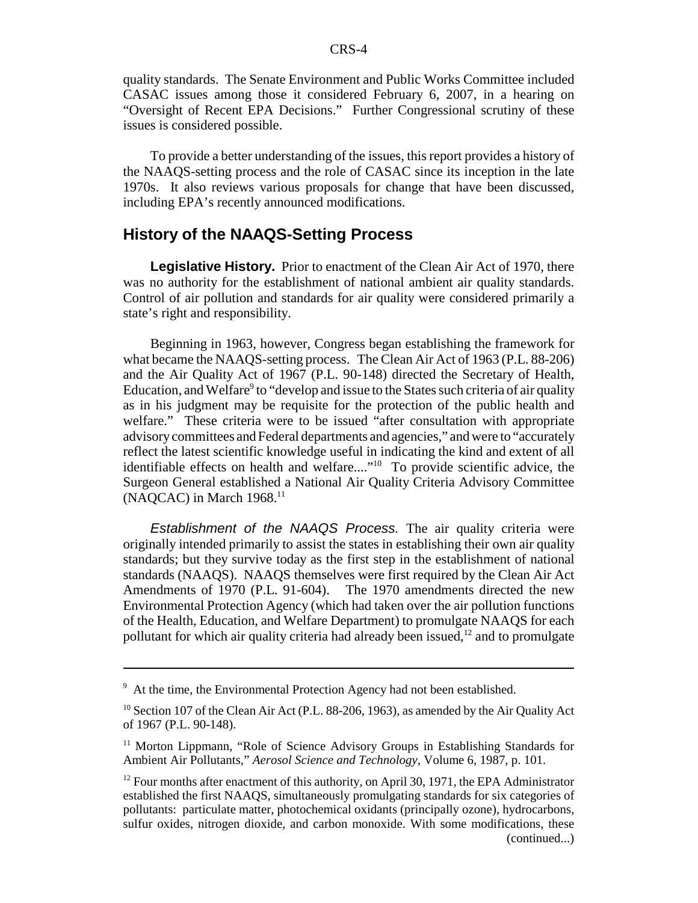quality standards. The Senate Environment and Public Works Committee included CASAC issues among those it considered February 6, 2007, in a hearing on "Oversight of Recent EPA Decisions." Further Congressional scrutiny of these issues is considered possible.

To provide a better understanding of the issues, this report provides a history of the NAAQS-setting process and the role of CASAC since its inception in the late 1970s. It also reviews various proposals for change that have been discussed, including EPA's recently announced modifications.

## History of the NAAQS-Setting Process

**Legislative History.** Prior to enactment of the Clean Air Act of 1970, there was no authority for the establishment of national ambient air quality standards. Control of air pollution and standards for air quality were considered primarily a state's right and responsibility.

Beginning in 1963, however, Congress began establishing the framework for what became the NAAQS-setting process. The Clean Air Act of 1963 (P.L. 88-206) and the Air Quality Act of 1967 (P.L. 90-148) directed the Secretary of Health, Education, and Welfare[9] to "develop and issue to the States such criteria of air quality as in his judgment may be requisite for the protection of the public health and welfare." These criteria were to be issued "after consultation with appropriate advisory committees and Federal departments and agencies," and were to "accurately reflect the latest scientific knowledge useful in indicating the kind and extent of all identifiable effects on health and welfare...."[10] To provide scientific advice, the Surgeon General established a National Air Quality Criteria Advisory Committee (NAQCAC) in March 1968.[11]

*Establishment of the NAAQS Process.* The air quality criteria were originally intended primarily to assist the states in establishing their own air quality standards; but they survive today as the first step in the establishment of national standards (NAAQS). NAAQS themselves were first required by the Clean Air Act Amendments of 1970 (P.L. 91-604). The 1970 amendments directed the new Environmental Protection Agency (which had taken over the air pollution functions of the Health, Education, and Welfare Department) to promulgate NAAQS for each pollutant for which air quality criteria had already been issued,[12] and to promulgate

---

[9] At the time, the Environmental Protection Agency had not been established.

[10] Section 107 of the Clean Air Act (P.L. 88-206, 1963), as amended by the Air Quality Act of 1967 (P.L. 90-148).

[11] Morton Lippmann, "Role of Science Advisory Groups in Establishing Standards for Ambient Air Pollutants," *Aerosol Science and Technology*, Volume 6, 1987, p. 101.

[12] Four months after enactment of this authority, on April 30, 1971, the EPA Administrator established the first NAAQS, simultaneously promulgating standards for six categories of pollutants: particulate matter, photochemical oxidants (principally ozone), hydrocarbons, sulfur oxides, nitrogen dioxide, and carbon monoxide. With some modifications, these (continued...)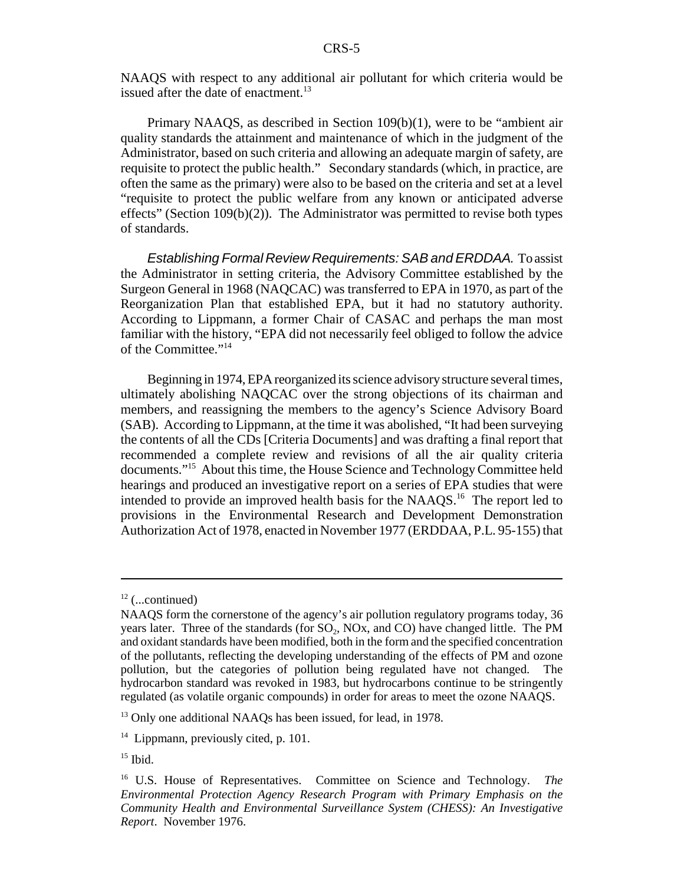NAAQS with respect to any additional air pollutant for which criteria would be issued after the date of enactment.[13]

Primary NAAQS, as described in Section 109(b)(1), were to be "ambient air quality standards the attainment and maintenance of which in the judgment of the Administrator, based on such criteria and allowing an adequate margin of safety, are requisite to protect the public health." Secondary standards (which, in practice, are often the same as the primary) were also to be based on the criteria and set at a level "requisite to protect the public welfare from any known or anticipated adverse effects" (Section 109(b)(2)). The Administrator was permitted to revise both types of standards.

*Establishing Formal Review Requirements: SAB and ERDDAA.* To assist the Administrator in setting criteria, the Advisory Committee established by the Surgeon General in 1968 (NAQCAC) was transferred to EPA in 1970, as part of the Reorganization Plan that established EPA, but it had no statutory authority. According to Lippmann, a former Chair of CASAC and perhaps the man most familiar with the history, "EPA did not necessarily feel obliged to follow the advice of the Committee."[14]

Beginning in 1974, EPA reorganized its science advisory structure several times, ultimately abolishing NAQCAC over the strong objections of its chairman and members, and reassigning the members to the agency's Science Advisory Board (SAB). According to Lippmann, at the time it was abolished, "It had been surveying the contents of all the CDs [Criteria Documents] and was drafting a final report that recommended a complete review and revisions of all the air quality criteria documents."[15] About this time, the House Science and Technology Committee held hearings and produced an investigative report on a series of EPA studies that were intended to provide an improved health basis for the NAAQS.[16] The report led to provisions in the Environmental Research and Development Demonstration Authorization Act of 1978, enacted in November 1977 (ERDDAA, P.L. 95-155) that

---

[12] (...continued)

NAAQS form the cornerstone of the agency's air pollution regulatory programs today, 36 years later. Three of the standards (for $SO_2$, NOx, and CO) have changed little. The PM and oxidant standards have been modified, both in the form and the specified concentration of the pollutants, reflecting the developing understanding of the effects of PM and ozone pollution, but the categories of pollution being regulated have not changed. The hydrocarbon standard was revoked in 1983, but hydrocarbons continue to be stringently regulated (as volatile organic compounds) in order for areas to meet the ozone NAAQS.

[13] Only one additional NAAQs has been issued, for lead, in 1978.

[14] Lippmann, previously cited, p. 101.

[15] Ibid.

[16] U.S. House of Representatives. Committee on Science and Technology. *The Environmental Protection Agency Research Program with Primary Emphasis on the Community Health and Environmental Surveillance System (CHESS): An Investigative Report*. November 1976.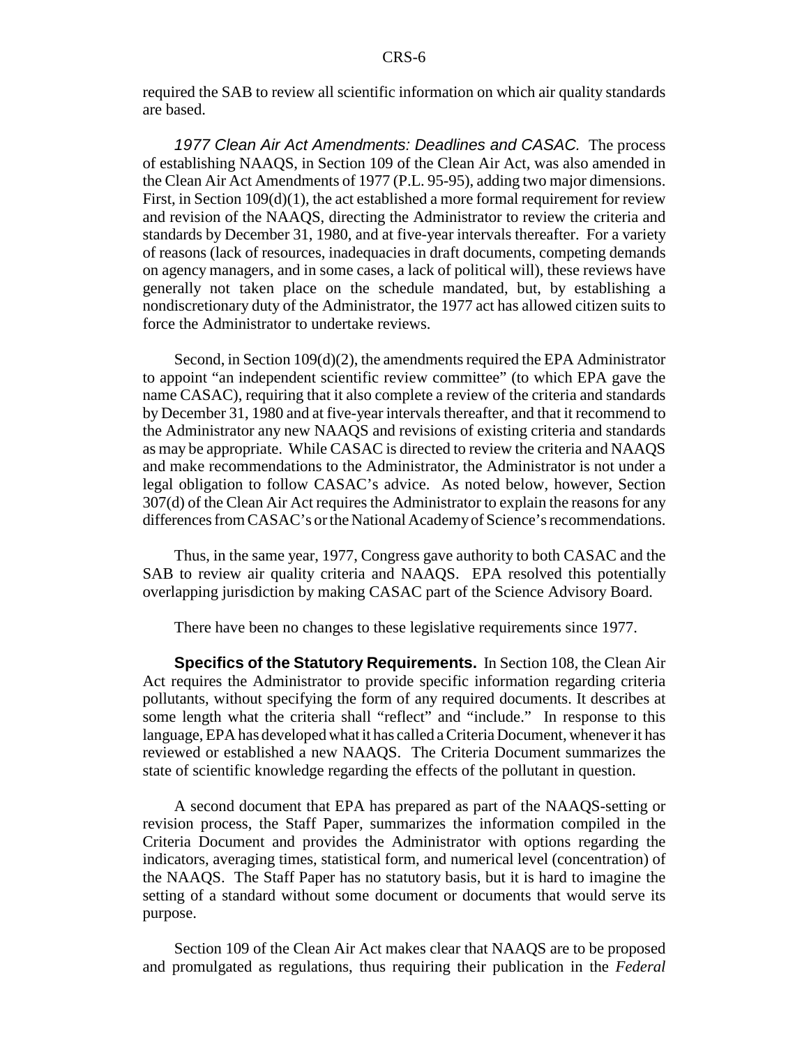required the SAB to review all scientific information on which air quality standards are based.

*1977 Clean Air Act Amendments: Deadlines and CASAC.* The process of establishing NAAQS, in Section 109 of the Clean Air Act, was also amended in the Clean Air Act Amendments of 1977 (P.L. 95-95), adding two major dimensions. First, in Section 109(d)(1), the act established a more formal requirement for review and revision of the NAAQS, directing the Administrator to review the criteria and standards by December 31, 1980, and at five-year intervals thereafter. For a variety of reasons (lack of resources, inadequacies in draft documents, competing demands on agency managers, and in some cases, a lack of political will), these reviews have generally not taken place on the schedule mandated, but, by establishing a nondiscretionary duty of the Administrator, the 1977 act has allowed citizen suits to force the Administrator to undertake reviews.

Second, in Section 109(d)(2), the amendments required the EPA Administrator to appoint "an independent scientific review committee" (to which EPA gave the name CASAC), requiring that it also complete a review of the criteria and standards by December 31, 1980 and at five-year intervals thereafter, and that it recommend to the Administrator any new NAAQS and revisions of existing criteria and standards as may be appropriate. While CASAC is directed to review the criteria and NAAQS and make recommendations to the Administrator, the Administrator is not under a legal obligation to follow CASAC's advice. As noted below, however, Section 307(d) of the Clean Air Act requires the Administrator to explain the reasons for any differences from CASAC's or the National Academy of Science's recommendations.

Thus, in the same year, 1977, Congress gave authority to both CASAC and the SAB to review air quality criteria and NAAQS. EPA resolved this potentially overlapping jurisdiction by making CASAC part of the Science Advisory Board.

There have been no changes to these legislative requirements since 1977.

**Specifics of the Statutory Requirements.** In Section 108, the Clean Air Act requires the Administrator to provide specific information regarding criteria pollutants, without specifying the form of any required documents. It describes at some length what the criteria shall "reflect" and "include." In response to this language, EPA has developed what it has called a Criteria Document, whenever it has reviewed or established a new NAAQS. The Criteria Document summarizes the state of scientific knowledge regarding the effects of the pollutant in question.

A second document that EPA has prepared as part of the NAAQS-setting or revision process, the Staff Paper, summarizes the information compiled in the Criteria Document and provides the Administrator with options regarding the indicators, averaging times, statistical form, and numerical level (concentration) of the NAAQS. The Staff Paper has no statutory basis, but it is hard to imagine the setting of a standard without some document or documents that would serve its purpose.

Section 109 of the Clean Air Act makes clear that NAAQS are to be proposed and promulgated as regulations, thus requiring their publication in the *Federal*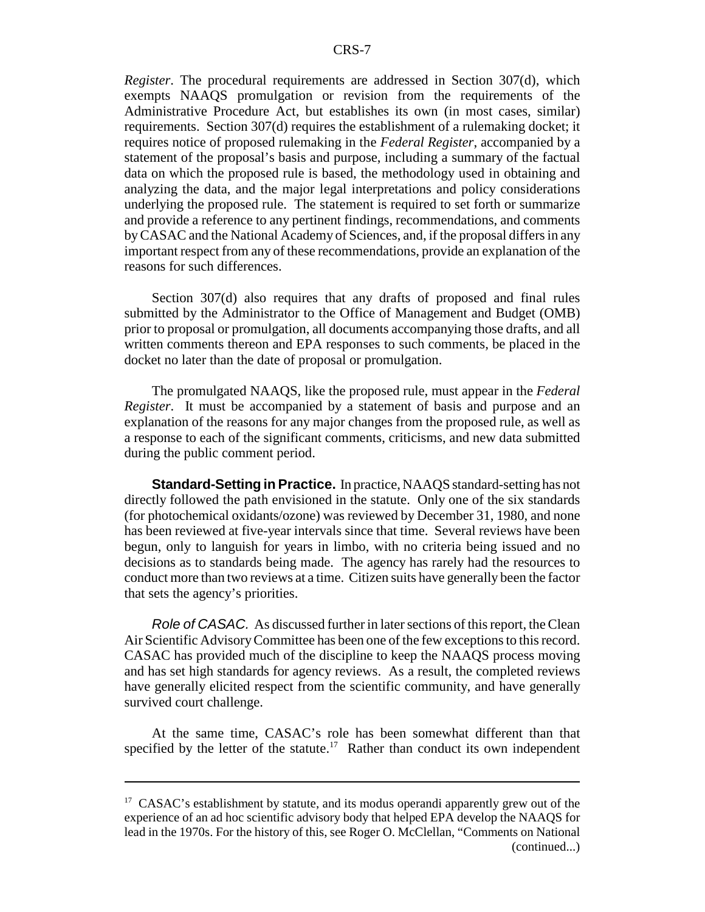*Register*. The procedural requirements are addressed in Section 307(d), which exempts NAAQS promulgation or revision from the requirements of the Administrative Procedure Act, but establishes its own (in most cases, similar) requirements. Section 307(d) requires the establishment of a rulemaking docket; it requires notice of proposed rulemaking in the *Federal Register*, accompanied by a statement of the proposal's basis and purpose, including a summary of the factual data on which the proposed rule is based, the methodology used in obtaining and analyzing the data, and the major legal interpretations and policy considerations underlying the proposed rule. The statement is required to set forth or summarize and provide a reference to any pertinent findings, recommendations, and comments by CASAC and the National Academy of Sciences, and, if the proposal differs in any important respect from any of these recommendations, provide an explanation of the reasons for such differences.

Section 307(d) also requires that any drafts of proposed and final rules submitted by the Administrator to the Office of Management and Budget (OMB) prior to proposal or promulgation, all documents accompanying those drafts, and all written comments thereon and EPA responses to such comments, be placed in the docket no later than the date of proposal or promulgation.

The promulgated NAAQS, like the proposed rule, must appear in the *Federal Register*. It must be accompanied by a statement of basis and purpose and an explanation of the reasons for any major changes from the proposed rule, as well as a response to each of the significant comments, criticisms, and new data submitted during the public comment period.

**Standard-Setting in Practice.** In practice, NAAQS standard-setting has not directly followed the path envisioned in the statute. Only one of the six standards (for photochemical oxidants/ozone) was reviewed by December 31, 1980, and none has been reviewed at five-year intervals since that time. Several reviews have been begun, only to languish for years in limbo, with no criteria being issued and no decisions as to standards being made. The agency has rarely had the resources to conduct more than two reviews at a time. Citizen suits have generally been the factor that sets the agency's priorities.

*Role of CASAC*. As discussed further in later sections of this report, the Clean Air Scientific Advisory Committee has been one of the few exceptions to this record. CASAC has provided much of the discipline to keep the NAAQS process moving and has set high standards for agency reviews. As a result, the completed reviews have generally elicited respect from the scientific community, and have generally survived court challenge.

At the same time, CASAC's role has been somewhat different than that specified by the letter of the statute.[17] Rather than conduct its own independent

---

[17] CASAC's establishment by statute, and its modus operandi apparently grew out of the experience of an ad hoc scientific advisory body that helped EPA develop the NAAQS for lead in the 1970s. For the history of this, see Roger O. McClellan, "Comments on National (continued...)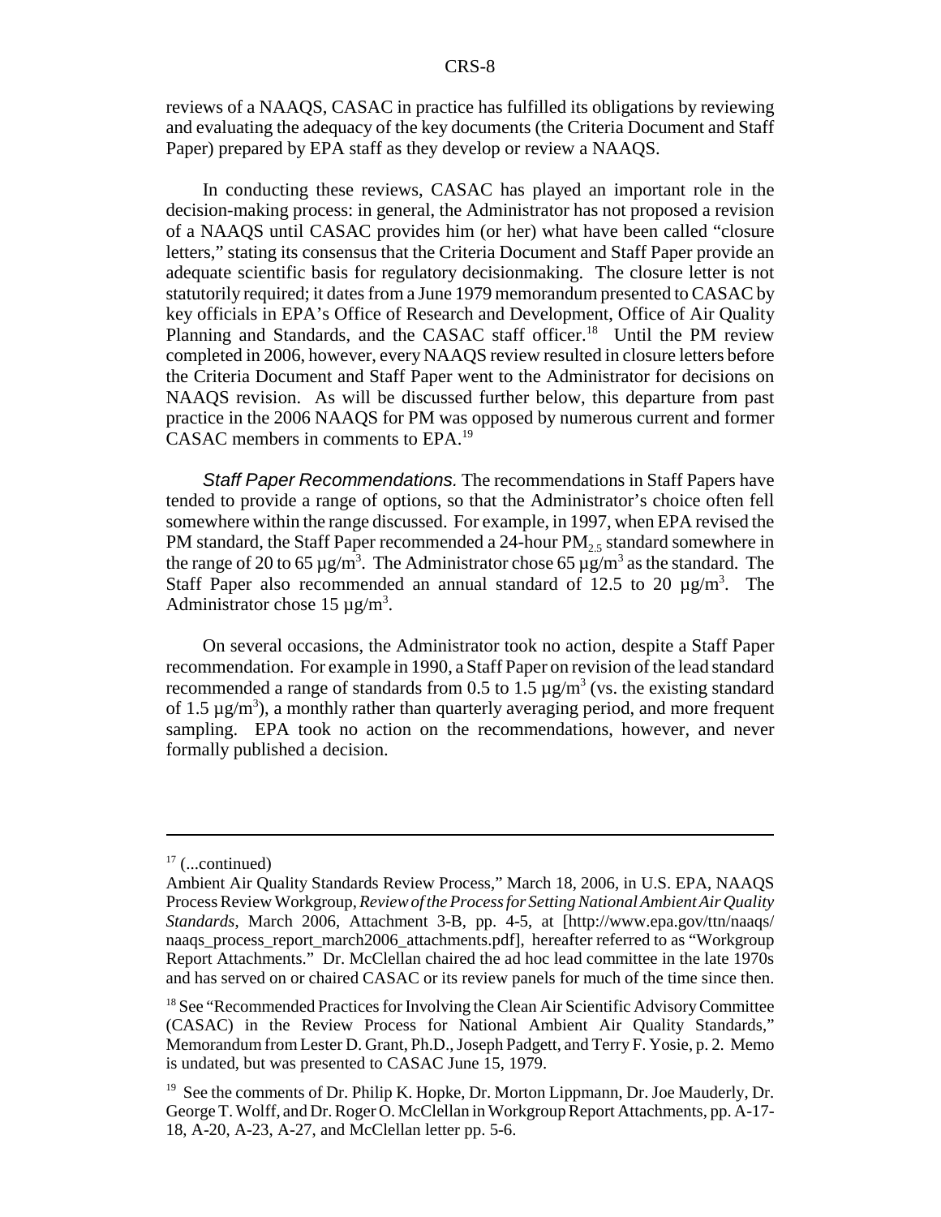reviews of a NAAQS, CASAC in practice has fulfilled its obligations by reviewing and evaluating the adequacy of the key documents (the Criteria Document and Staff Paper) prepared by EPA staff as they develop or review a NAAQS.

In conducting these reviews, CASAC has played an important role in the decision-making process: in general, the Administrator has not proposed a revision of a NAAQS until CASAC provides him (or her) what have been called "closure letters," stating its consensus that the Criteria Document and Staff Paper provide an adequate scientific basis for regulatory decisionmaking. The closure letter is not statutorily required; it dates from a June 1979 memorandum presented to CASAC by key officials in EPA's Office of Research and Development, Office of Air Quality Planning and Standards, and the CASAC staff officer.[18] Until the PM review completed in 2006, however, every NAAQS review resulted in closure letters before the Criteria Document and Staff Paper went to the Administrator for decisions on NAAQS revision. As will be discussed further below, this departure from past practice in the 2006 NAAQS for PM was opposed by numerous current and former CASAC members in comments to EPA.[19]

*Staff Paper Recommendations.* The recommendations in Staff Papers have tended to provide a range of options, so that the Administrator's choice often fell somewhere within the range discussed. For example, in 1997, when EPA revised the PM standard, the Staff Paper recommended a 24-hour $PM_{2.5}$ standard somewhere in the range of 20 to 65 $\mu g/m^3$. The Administrator chose 65 $\mu g/m^3$ as the standard. The Staff Paper also recommended an annual standard of 12.5 to 20 $\mu g/m^3$. The Administrator chose 15 $\mu g/m^3$.

On several occasions, the Administrator took no action, despite a Staff Paper recommendation. For example in 1990, a Staff Paper on revision of the lead standard recommended a range of standards from 0.5 to 1.5 $\mu g/m^3$ (vs. the existing standard of 1.5 $\mu g/m^3$), a monthly rather than quarterly averaging period, and more frequent sampling. EPA took no action on the recommendations, however, and never formally published a decision.

---

[17] (...continued)
Ambient Air Quality Standards Review Process," March 18, 2006, in U.S. EPA, NAAQS Process Review Workgroup, *Review of the Process for Setting National Ambient Air Quality Standards*, March 2006, Attachment 3-B, pp. 4-5, at [http://www.epa.gov/ttn/naaqs/naaqs_process_report_march2006_attachments.pdf], hereafter referred to as "Workgroup Report Attachments." Dr. McClellan chaired the ad hoc lead committee in the late 1970s and has served on or chaired CASAC or its review panels for much of the time since then.

[18] See "Recommended Practices for Involving the Clean Air Scientific Advisory Committee (CASAC) in the Review Process for National Ambient Air Quality Standards," Memorandum from Lester D. Grant, Ph.D., Joseph Padgett, and Terry F. Yosie, p. 2. Memo is undated, but was presented to CASAC June 15, 1979.

[19] See the comments of Dr. Philip K. Hopke, Dr. Morton Lippmann, Dr. Joe Mauderly, Dr. George T. Wolff, and Dr. Roger O. McClellan in Workgroup Report Attachments, pp. A-17-18, A-20, A-23, A-27, and McClellan letter pp. 5-6.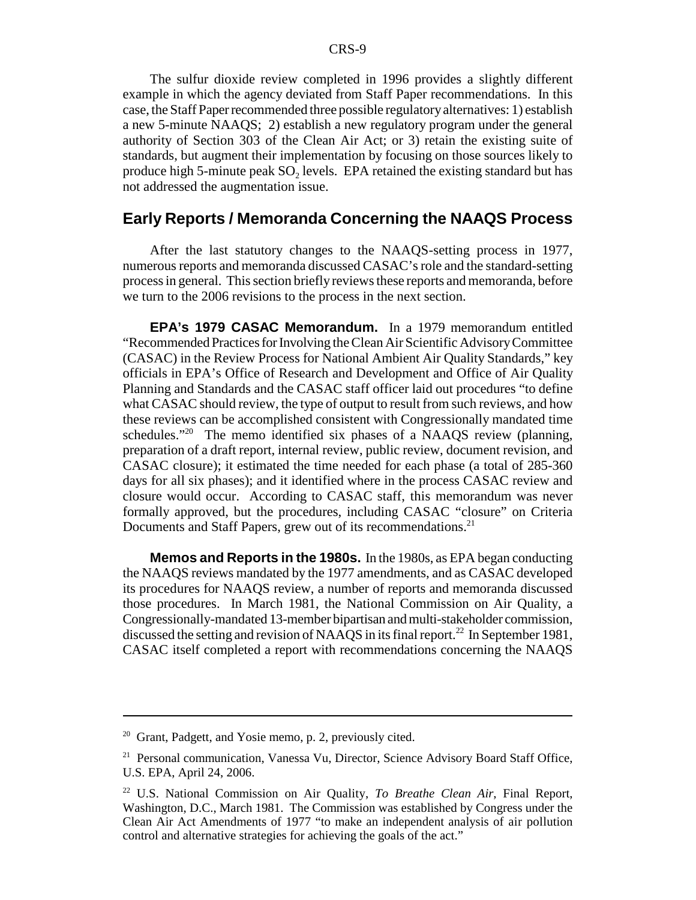The sulfur dioxide review completed in 1996 provides a slightly different example in which the agency deviated from Staff Paper recommendations. In this case, the Staff Paper recommended three possible regulatory alternatives: 1) establish a new 5-minute NAAQS; 2) establish a new regulatory program under the general authority of Section 303 of the Clean Air Act; or 3) retain the existing suite of standards, but augment their implementation by focusing on those sources likely to produce high 5-minute peak $SO_2$ levels. EPA retained the existing standard but has not addressed the augmentation issue.

## Early Reports / Memoranda Concerning the NAAQS Process

After the last statutory changes to the NAAQS-setting process in 1977, numerous reports and memoranda discussed CASAC's role and the standard-setting process in general. This section briefly reviews these reports and memoranda, before we turn to the 2006 revisions to the process in the next section.

**EPA's 1979 CASAC Memorandum.** In a 1979 memorandum entitled "Recommended Practices for Involving the Clean Air Scientific Advisory Committee (CASAC) in the Review Process for National Ambient Air Quality Standards," key officials in EPA's Office of Research and Development and Office of Air Quality Planning and Standards and the CASAC staff officer laid out procedures "to define what CASAC should review, the type of output to result from such reviews, and how these reviews can be accomplished consistent with Congressionally mandated time schedules."[20] The memo identified six phases of a NAAQS review (planning, preparation of a draft report, internal review, public review, document revision, and CASAC closure); it estimated the time needed for each phase (a total of 285-360 days for all six phases); and it identified where in the process CASAC review and closure would occur. According to CASAC staff, this memorandum was never formally approved, but the procedures, including CASAC "closure" on Criteria Documents and Staff Papers, grew out of its recommendations.[21]

**Memos and Reports in the 1980s.** In the 1980s, as EPA began conducting the NAAQS reviews mandated by the 1977 amendments, and as CASAC developed its procedures for NAAQS review, a number of reports and memoranda discussed those procedures. In March 1981, the National Commission on Air Quality, a Congressionally-mandated 13-member bipartisan and multi-stakeholder commission, discussed the setting and revision of NAAQS in its final report.[22] In September 1981, CASAC itself completed a report with recommendations concerning the NAAQS

---

[20] Grant, Padgett, and Yosie memo, p. 2, previously cited.

[21] Personal communication, Vanessa Vu, Director, Science Advisory Board Staff Office, U.S. EPA, April 24, 2006.

[22] U.S. National Commission on Air Quality, *To Breathe Clean Air*, Final Report, Washington, D.C., March 1981. The Commission was established by Congress under the Clean Air Act Amendments of 1977 "to make an independent analysis of air pollution control and alternative strategies for achieving the goals of the act."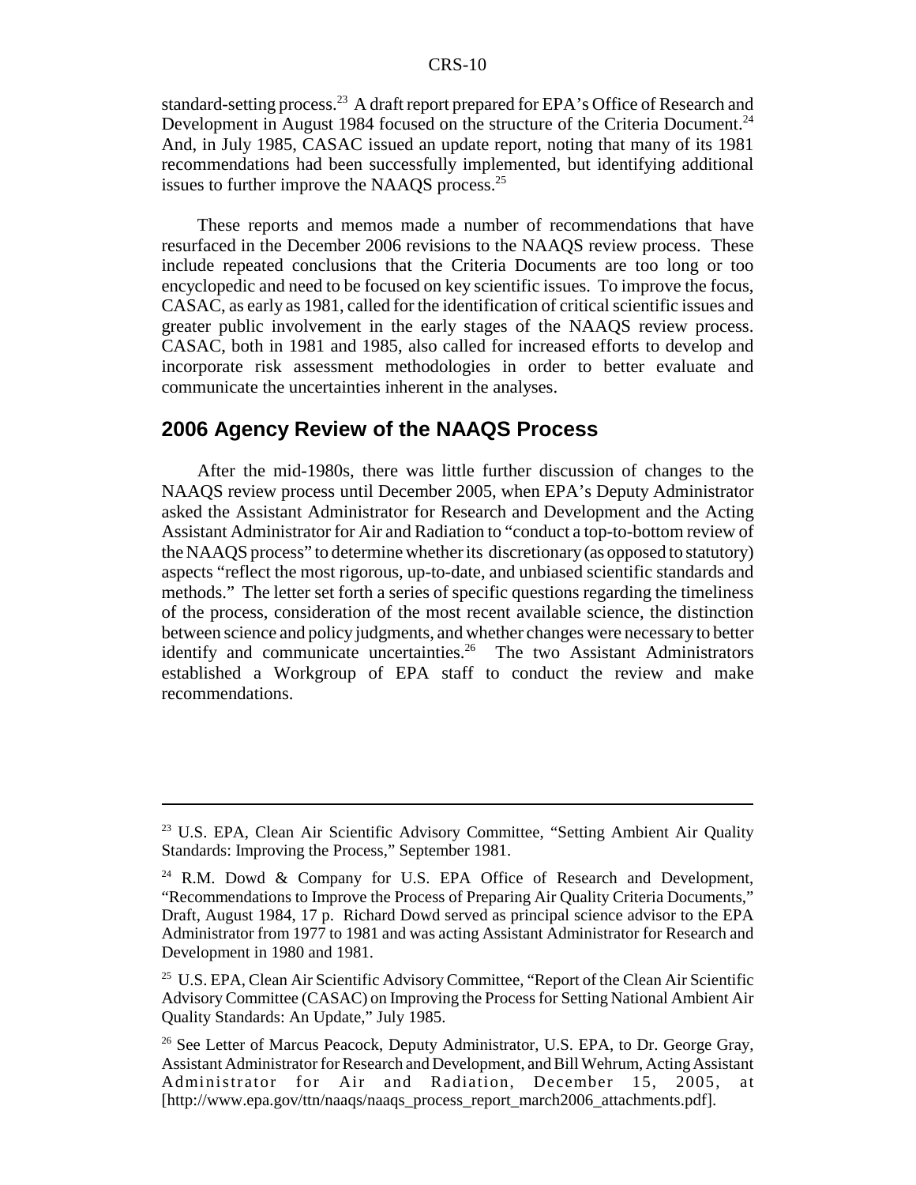standard-setting process.[23] A draft report prepared for EPA's Office of Research and Development in August 1984 focused on the structure of the Criteria Document.[24] And, in July 1985, CASAC issued an update report, noting that many of its 1981 recommendations had been successfully implemented, but identifying additional issues to further improve the NAAQS process.[25]

These reports and memos made a number of recommendations that have resurfaced in the December 2006 revisions to the NAAQS review process. These include repeated conclusions that the Criteria Documents are too long or too encyclopedic and need to be focused on key scientific issues. To improve the focus, CASAC, as early as 1981, called for the identification of critical scientific issues and greater public involvement in the early stages of the NAAQS review process. CASAC, both in 1981 and 1985, also called for increased efforts to develop and incorporate risk assessment methodologies in order to better evaluate and communicate the uncertainties inherent in the analyses.

## 2006 Agency Review of the NAAQS Process

After the mid-1980s, there was little further discussion of changes to the NAAQS review process until December 2005, when EPA's Deputy Administrator asked the Assistant Administrator for Research and Development and the Acting Assistant Administrator for Air and Radiation to "conduct a top-to-bottom review of the NAAQS process" to determine whether its discretionary (as opposed to statutory) aspects "reflect the most rigorous, up-to-date, and unbiased scientific standards and methods." The letter set forth a series of specific questions regarding the timeliness of the process, consideration of the most recent available science, the distinction between science and policy judgments, and whether changes were necessary to better identify and communicate uncertainties.[26] The two Assistant Administrators established a Workgroup of EPA staff to conduct the review and make recommendations.

---

[23] U.S. EPA, Clean Air Scientific Advisory Committee, "Setting Ambient Air Quality Standards: Improving the Process," September 1981.

[24] R.M. Dowd & Company for U.S. EPA Office of Research and Development, "Recommendations to Improve the Process of Preparing Air Quality Criteria Documents," Draft, August 1984, 17 p. Richard Dowd served as principal science advisor to the EPA Administrator from 1977 to 1981 and was acting Assistant Administrator for Research and Development in 1980 and 1981.

[25] U.S. EPA, Clean Air Scientific Advisory Committee, "Report of the Clean Air Scientific Advisory Committee (CASAC) on Improving the Process for Setting National Ambient Air Quality Standards: An Update," July 1985.

[26] See Letter of Marcus Peacock, Deputy Administrator, U.S. EPA, to Dr. George Gray, Assistant Administrator for Research and Development, and Bill Wehrum, Acting Assistant Administrator for Air and Radiation, December 15, 2005, at [http://www.epa.gov/ttn/naaqs/naaqs_process_report_march2006_attachments.pdf].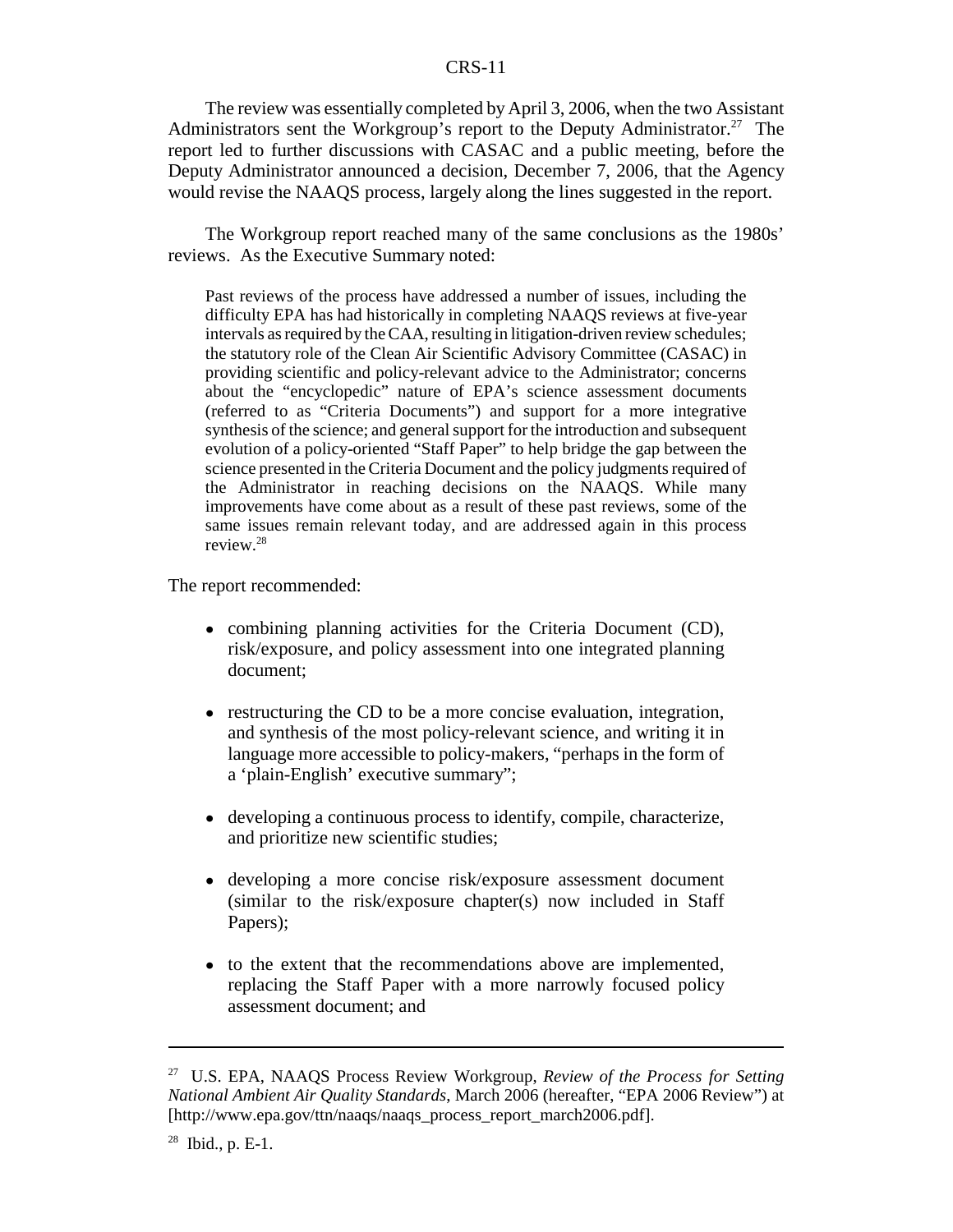The review was essentially completed by April 3, 2006, when the two Assistant Administrators sent the Workgroup's report to the Deputy Administrator.[27] The report led to further discussions with CASAC and a public meeting, before the Deputy Administrator announced a decision, December 7, 2006, that the Agency would revise the NAAQS process, largely along the lines suggested in the report.

The Workgroup report reached many of the same conclusions as the 1980s' reviews. As the Executive Summary noted:

> Past reviews of the process have addressed a number of issues, including the difficulty EPA has had historically in completing NAAQS reviews at five-year intervals as required by the CAA, resulting in litigation-driven review schedules; the statutory role of the Clean Air Scientific Advisory Committee (CASAC) in providing scientific and policy-relevant advice to the Administrator; concerns about the "encyclopedic" nature of EPA's science assessment documents (referred to as "Criteria Documents") and support for a more integrative synthesis of the science; and general support for the introduction and subsequent evolution of a policy-oriented "Staff Paper" to help bridge the gap between the science presented in the Criteria Document and the policy judgments required of the Administrator in reaching decisions on the NAAQS. While many improvements have come about as a result of these past reviews, some of the same issues remain relevant today, and are addressed again in this process review.[28]

The report recommended:

- combining planning activities for the Criteria Document (CD), risk/exposure, and policy assessment into one integrated planning document;
- restructuring the CD to be a more concise evaluation, integration, and synthesis of the most policy-relevant science, and writing it in language more accessible to policy-makers, "perhaps in the form of a 'plain-English' executive summary";
- developing a continuous process to identify, compile, characterize, and prioritize new scientific studies;
- developing a more concise risk/exposure assessment document (similar to the risk/exposure chapter(s) now included in Staff Papers);
- to the extent that the recommendations above are implemented, replacing the Staff Paper with a more narrowly focused policy assessment document; and

---

[27] U.S. EPA, NAAQS Process Review Workgroup, *Review of the Process for Setting National Ambient Air Quality Standards*, March 2006 (hereafter, "EPA 2006 Review") at [http://www.epa.gov/ttn/naaqs/naaqs_process_report_march2006.pdf].

[28] Ibid., p. E-1.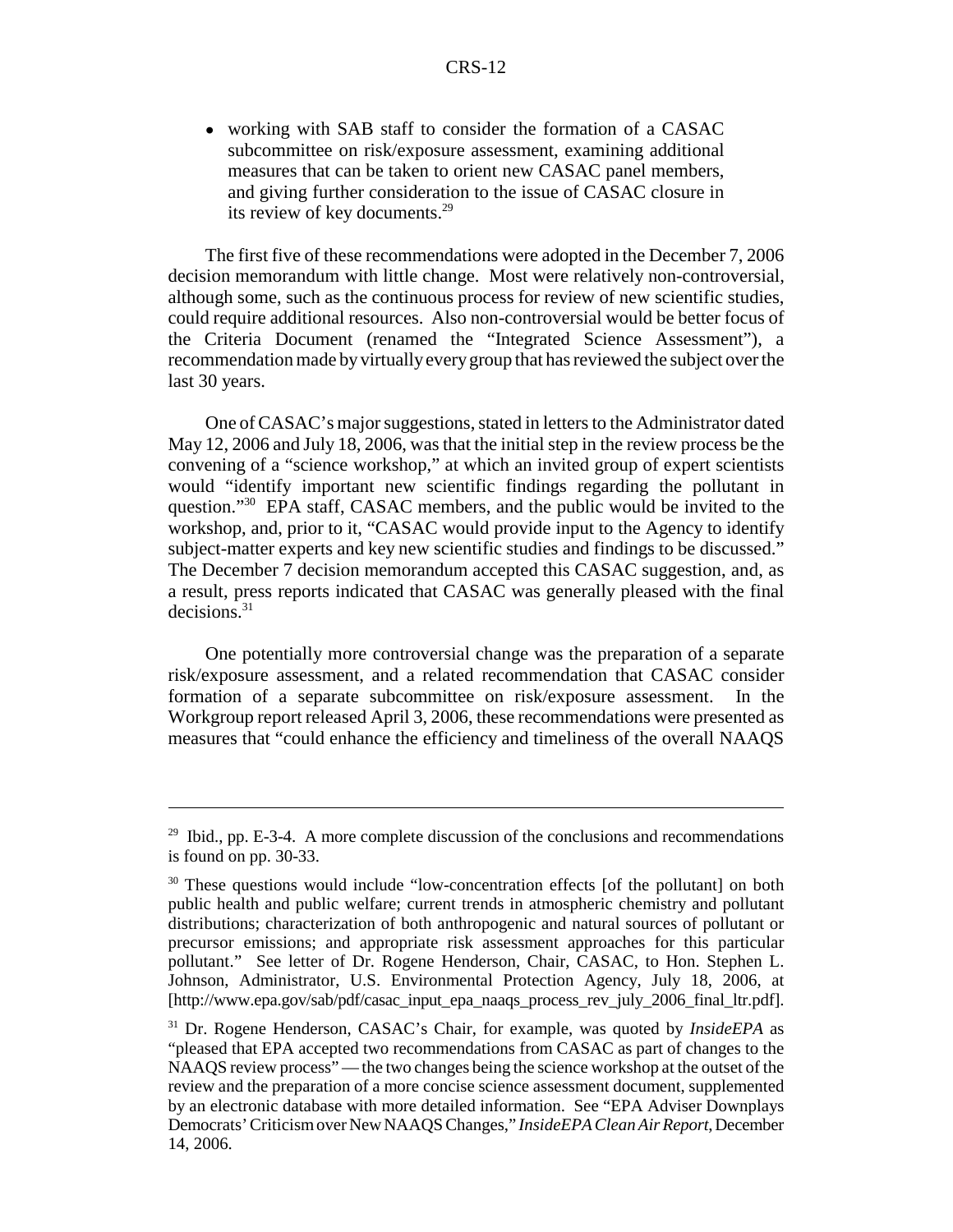- working with SAB staff to consider the formation of a CASAC subcommittee on risk/exposure assessment, examining additional measures that can be taken to orient new CASAC panel members, and giving further consideration to the issue of CASAC closure in its review of key documents.[29]

The first five of these recommendations were adopted in the December 7, 2006 decision memorandum with little change. Most were relatively non-controversial, although some, such as the continuous process for review of new scientific studies, could require additional resources. Also non-controversial would be better focus of the Criteria Document (renamed the "Integrated Science Assessment"), a recommendation made by virtually every group that has reviewed the subject over the last 30 years.

One of CASAC's major suggestions, stated in letters to the Administrator dated May 12, 2006 and July 18, 2006, was that the initial step in the review process be the convening of a "science workshop," at which an invited group of expert scientists would "identify important new scientific findings regarding the pollutant in question."[30] EPA staff, CASAC members, and the public would be invited to the workshop, and, prior to it, "CASAC would provide input to the Agency to identify subject-matter experts and key new scientific studies and findings to be discussed." The December 7 decision memorandum accepted this CASAC suggestion, and, as a result, press reports indicated that CASAC was generally pleased with the final decisions.[31]

One potentially more controversial change was the preparation of a separate risk/exposure assessment, and a related recommendation that CASAC consider formation of a separate subcommittee on risk/exposure assessment. In the Workgroup report released April 3, 2006, these recommendations were presented as measures that "could enhance the efficiency and timeliness of the overall NAAQS

---

[29] Ibid., pp. E-3-4. A more complete discussion of the conclusions and recommendations is found on pp. 30-33.

[30] These questions would include "low-concentration effects [of the pollutant] on both public health and public welfare; current trends in atmospheric chemistry and pollutant distributions; characterization of both anthropogenic and natural sources of pollutant or precursor emissions; and appropriate risk assessment approaches for this particular pollutant." See letter of Dr. Rogene Henderson, Chair, CASAC, to Hon. Stephen L. Johnson, Administrator, U.S. Environmental Protection Agency, July 18, 2006, at [http://www.epa.gov/sab/pdf/casac_input_epa_naaqs_process_rev_july_2006_final_ltr.pdf].

[31] Dr. Rogene Henderson, CASAC's Chair, for example, was quoted by *InsideEPA* as "pleased that EPA accepted two recommendations from CASAC as part of changes to the NAAQS review process" — the two changes being the science workshop at the outset of the review and the preparation of a more concise science assessment document, supplemented by an electronic database with more detailed information. See "EPA Adviser Downplays Democrats' Criticism over New NAAQS Changes," *InsideEPA Clean Air Report*, December 14, 2006.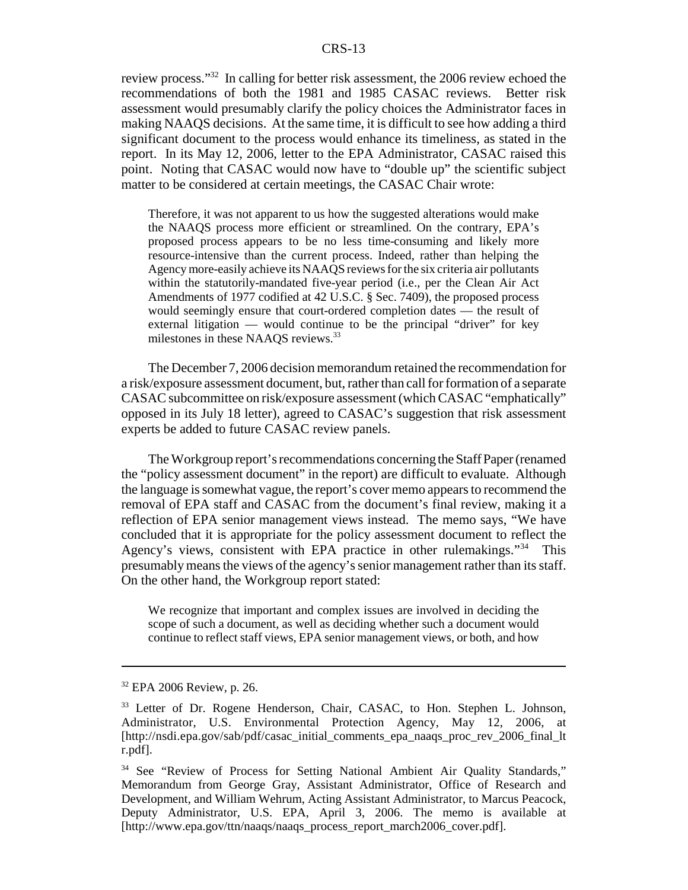review process."[32] In calling for better risk assessment, the 2006 review echoed the recommendations of both the 1981 and 1985 CASAC reviews. Better risk assessment would presumably clarify the policy choices the Administrator faces in making NAAQS decisions. At the same time, it is difficult to see how adding a third significant document to the process would enhance its timeliness, as stated in the report. In its May 12, 2006, letter to the EPA Administrator, CASAC raised this point. Noting that CASAC would now have to "double up" the scientific subject matter to be considered at certain meetings, the CASAC Chair wrote:

> Therefore, it was not apparent to us how the suggested alterations would make the NAAQS process more efficient or streamlined. On the contrary, EPA's proposed process appears to be no less time-consuming and likely more resource-intensive than the current process. Indeed, rather than helping the Agency more-easily achieve its NAAQS reviews for the six criteria air pollutants within the statutorily-mandated five-year period (i.e., per the Clean Air Act Amendments of 1977 codified at 42 U.S.C. § Sec. 7409), the proposed process would seemingly ensure that court-ordered completion dates — the result of external litigation — would continue to be the principal "driver" for key milestones in these NAAQS reviews.[33]

The December 7, 2006 decision memorandum retained the recommendation for a risk/exposure assessment document, but, rather than call for formation of a separate CASAC subcommittee on risk/exposure assessment (which CASAC "emphatically" opposed in its July 18 letter), agreed to CASAC's suggestion that risk assessment experts be added to future CASAC review panels.

The Workgroup report's recommendations concerning the Staff Paper (renamed the "policy assessment document" in the report) are difficult to evaluate. Although the language is somewhat vague, the report's cover memo appears to recommend the removal of EPA staff and CASAC from the document's final review, making it a reflection of EPA senior management views instead. The memo says, "We have concluded that it is appropriate for the policy assessment document to reflect the Agency's views, consistent with EPA practice in other rulemakings."[34] This presumably means the views of the agency's senior management rather than its staff. On the other hand, the Workgroup report stated:

> We recognize that important and complex issues are involved in deciding the scope of such a document, as well as deciding whether such a document would continue to reflect staff views, EPA senior management views, or both, and how

---

[32] EPA 2006 Review, p. 26.

[33] Letter of Dr. Rogene Henderson, Chair, CASAC, to Hon. Stephen L. Johnson, Administrator, U.S. Environmental Protection Agency, May 12, 2006, at [http://nsdi.epa.gov/sab/pdf/casac_initial_comments_epa_naaqs_proc_rev_2006_final_ltr.pdf].

[34] See "Review of Process for Setting National Ambient Air Quality Standards," Memorandum from George Gray, Assistant Administrator, Office of Research and Development, and William Wehrum, Acting Assistant Administrator, to Marcus Peacock, Deputy Administrator, U.S. EPA, April 3, 2006. The memo is available at [http://www.epa.gov/ttn/naaqs/naaqs_process_report_march2006_cover.pdf].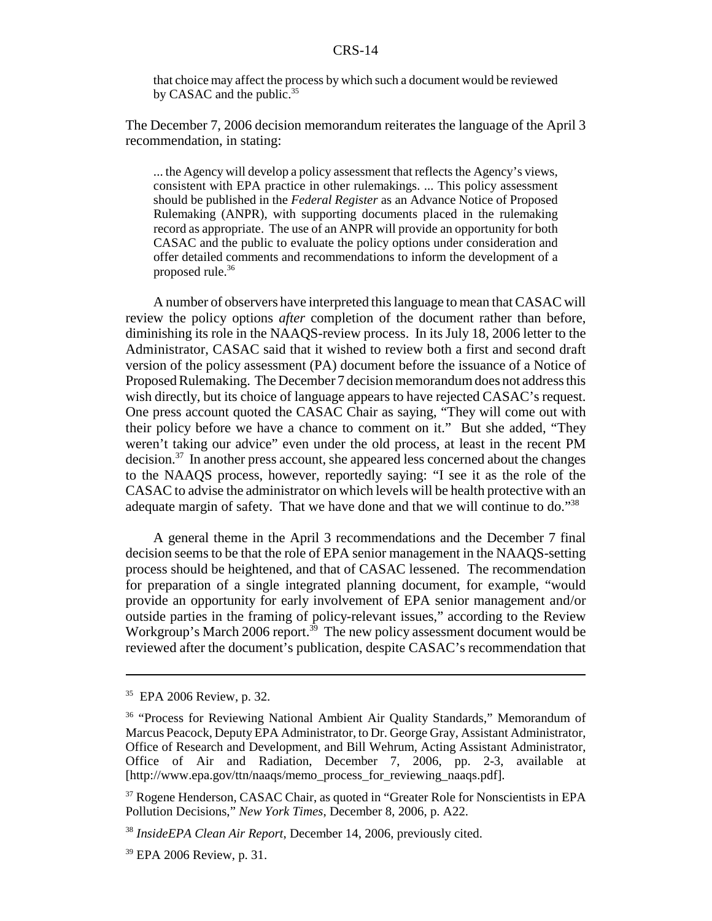> that choice may affect the process by which such a document would be reviewed by CASAC and the public.[35]

The December 7, 2006 decision memorandum reiterates the language of the April 3 recommendation, in stating:

> ... the Agency will develop a policy assessment that reflects the Agency's views, consistent with EPA practice in other rulemakings. ... This policy assessment should be published in the *Federal Register* as an Advance Notice of Proposed Rulemaking (ANPR), with supporting documents placed in the rulemaking record as appropriate. The use of an ANPR will provide an opportunity for both CASAC and the public to evaluate the policy options under consideration and offer detailed comments and recommendations to inform the development of a proposed rule.[36]

A number of observers have interpreted this language to mean that CASAC will review the policy options *after* completion of the document rather than before, diminishing its role in the NAAQS-review process. In its July 18, 2006 letter to the Administrator, CASAC said that it wished to review both a first and second draft version of the policy assessment (PA) document before the issuance of a Notice of Proposed Rulemaking. The December 7 decision memorandum does not address this wish directly, but its choice of language appears to have rejected CASAC's request. One press account quoted the CASAC Chair as saying, "They will come out with their policy before we have a chance to comment on it." But she added, "They weren't taking our advice" even under the old process, at least in the recent PM decision.[37] In another press account, she appeared less concerned about the changes to the NAAQS process, however, reportedly saying: "I see it as the role of the CASAC to advise the administrator on which levels will be health protective with an adequate margin of safety. That we have done and that we will continue to do."[38]

A general theme in the April 3 recommendations and the December 7 final decision seems to be that the role of EPA senior management in the NAAQS-setting process should be heightened, and that of CASAC lessened. The recommendation for preparation of a single integrated planning document, for example, "would provide an opportunity for early involvement of EPA senior management and/or outside parties in the framing of policy-relevant issues," according to the Review Workgroup's March 2006 report.[39] The new policy assessment document would be reviewed after the document's publication, despite CASAC's recommendation that

---

[35] EPA 2006 Review, p. 32.

[36] "Process for Reviewing National Ambient Air Quality Standards," Memorandum of Marcus Peacock, Deputy EPA Administrator, to Dr. George Gray, Assistant Administrator, Office of Research and Development, and Bill Wehrum, Acting Assistant Administrator, Office of Air and Radiation, December 7, 2006, pp. 2-3, available at [http://www.epa.gov/ttn/naaqs/memo_process_for_reviewing_naaqs.pdf].

[37] Rogene Henderson, CASAC Chair, as quoted in "Greater Role for Nonscientists in EPA Pollution Decisions," *New York Times*, December 8, 2006, p. A22.

[38] *InsideEPA Clean Air Report*, December 14, 2006, previously cited.

[39] EPA 2006 Review, p. 31.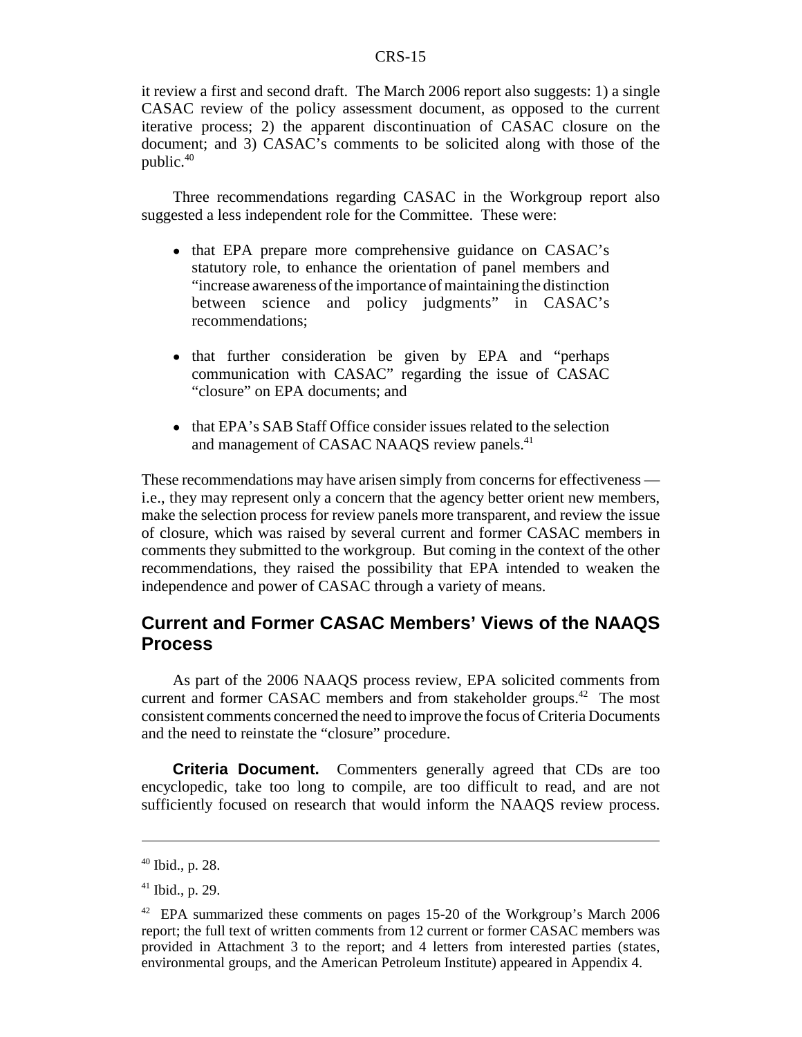it review a first and second draft. The March 2006 report also suggests: 1) a single CASAC review of the policy assessment document, as opposed to the current iterative process; 2) the apparent discontinuation of CASAC closure on the document; and 3) CASAC's comments to be solicited along with those of the public.[40]

Three recommendations regarding CASAC in the Workgroup report also suggested a less independent role for the Committee. These were:

- that EPA prepare more comprehensive guidance on CASAC's statutory role, to enhance the orientation of panel members and "increase awareness of the importance of maintaining the distinction between science and policy judgments" in CASAC's recommendations;
- that further consideration be given by EPA and "perhaps communication with CASAC" regarding the issue of CASAC "closure" on EPA documents; and
- that EPA's SAB Staff Office consider issues related to the selection and management of CASAC NAAQS review panels.[41]

These recommendations may have arisen simply from concerns for effectiveness — i.e., they may represent only a concern that the agency better orient new members, make the selection process for review panels more transparent, and review the issue of closure, which was raised by several current and former CASAC members in comments they submitted to the workgroup. But coming in the context of the other recommendations, they raised the possibility that EPA intended to weaken the independence and power of CASAC through a variety of means.

## Current and Former CASAC Members' Views of the NAAQS Process

As part of the 2006 NAAQS process review, EPA solicited comments from current and former CASAC members and from stakeholder groups.[42] The most consistent comments concerned the need to improve the focus of Criteria Documents and the need to reinstate the "closure" procedure.

**Criteria Document.** Commenters generally agreed that CDs are too encyclopedic, take too long to compile, are too difficult to read, and are not sufficiently focused on research that would inform the NAAQS review process.

---

[40] Ibid., p. 28.

[41] Ibid., p. 29.

[42] EPA summarized these comments on pages 15-20 of the Workgroup's March 2006 report; the full text of written comments from 12 current or former CASAC members was provided in Attachment 3 to the report; and 4 letters from interested parties (states, environmental groups, and the American Petroleum Institute) appeared in Appendix 4.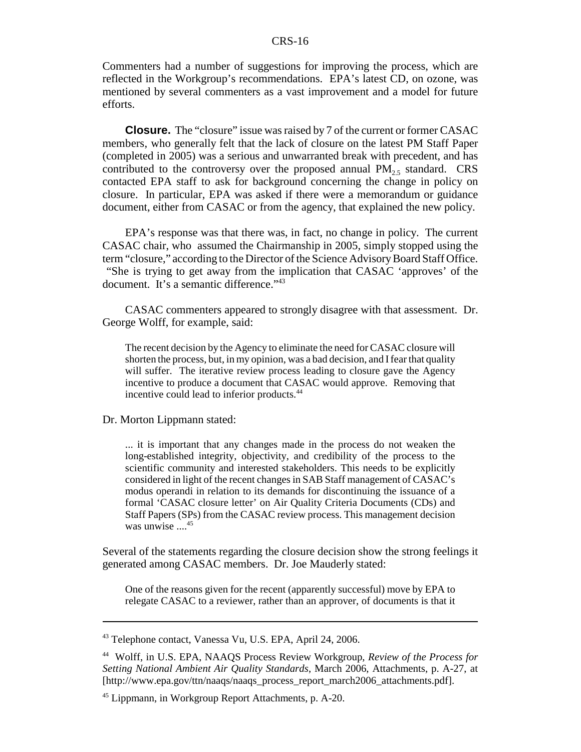Commenters had a number of suggestions for improving the process, which are reflected in the Workgroup's recommendations. EPA's latest CD, on ozone, was mentioned by several commenters as a vast improvement and a model for future efforts.

**Closure.** The "closure" issue was raised by 7 of the current or former CASAC members, who generally felt that the lack of closure on the latest PM Staff Paper (completed in 2005) was a serious and unwarranted break with precedent, and has contributed to the controversy over the proposed annual $PM_{2.5}$ standard. CRS contacted EPA staff to ask for background concerning the change in policy on closure. In particular, EPA was asked if there were a memorandum or guidance document, either from CASAC or from the agency, that explained the new policy.

EPA's response was that there was, in fact, no change in policy. The current CASAC chair, who assumed the Chairmanship in 2005, simply stopped using the term "closure," according to the Director of the Science Advisory Board Staff Office. "She is trying to get away from the implication that CASAC 'approves' of the document. It's a semantic difference."[43]

CASAC commenters appeared to strongly disagree with that assessment. Dr. George Wolff, for example, said:

> The recent decision by the Agency to eliminate the need for CASAC closure will shorten the process, but, in my opinion, was a bad decision, and I fear that quality will suffer. The iterative review process leading to closure gave the Agency incentive to produce a document that CASAC would approve. Removing that incentive could lead to inferior products.[44]

Dr. Morton Lippmann stated:

> ... it is important that any changes made in the process do not weaken the long-established integrity, objectivity, and credibility of the process to the scientific community and interested stakeholders. This needs to be explicitly considered in light of the recent changes in SAB Staff management of CASAC's modus operandi in relation to its demands for discontinuing the issuance of a formal 'CASAC closure letter' on Air Quality Criteria Documents (CDs) and Staff Papers (SPs) from the CASAC review process. This management decision was unwise ....[45]

Several of the statements regarding the closure decision show the strong feelings it generated among CASAC members. Dr. Joe Mauderly stated:

> One of the reasons given for the recent (apparently successful) move by EPA to relegate CASAC to a reviewer, rather than an approver, of documents is that it

---

[43] Telephone contact, Vanessa Vu, U.S. EPA, April 24, 2006.

[44] Wolff, in U.S. EPA, NAAQS Process Review Workgroup, *Review of the Process for Setting National Ambient Air Quality Standards*, March 2006, Attachments, p. A-27, at [http://www.epa.gov/ttn/naaqs/naaqs_process_report_march2006_attachments.pdf].

[45] Lippmann, in Workgroup Report Attachments, p. A-20.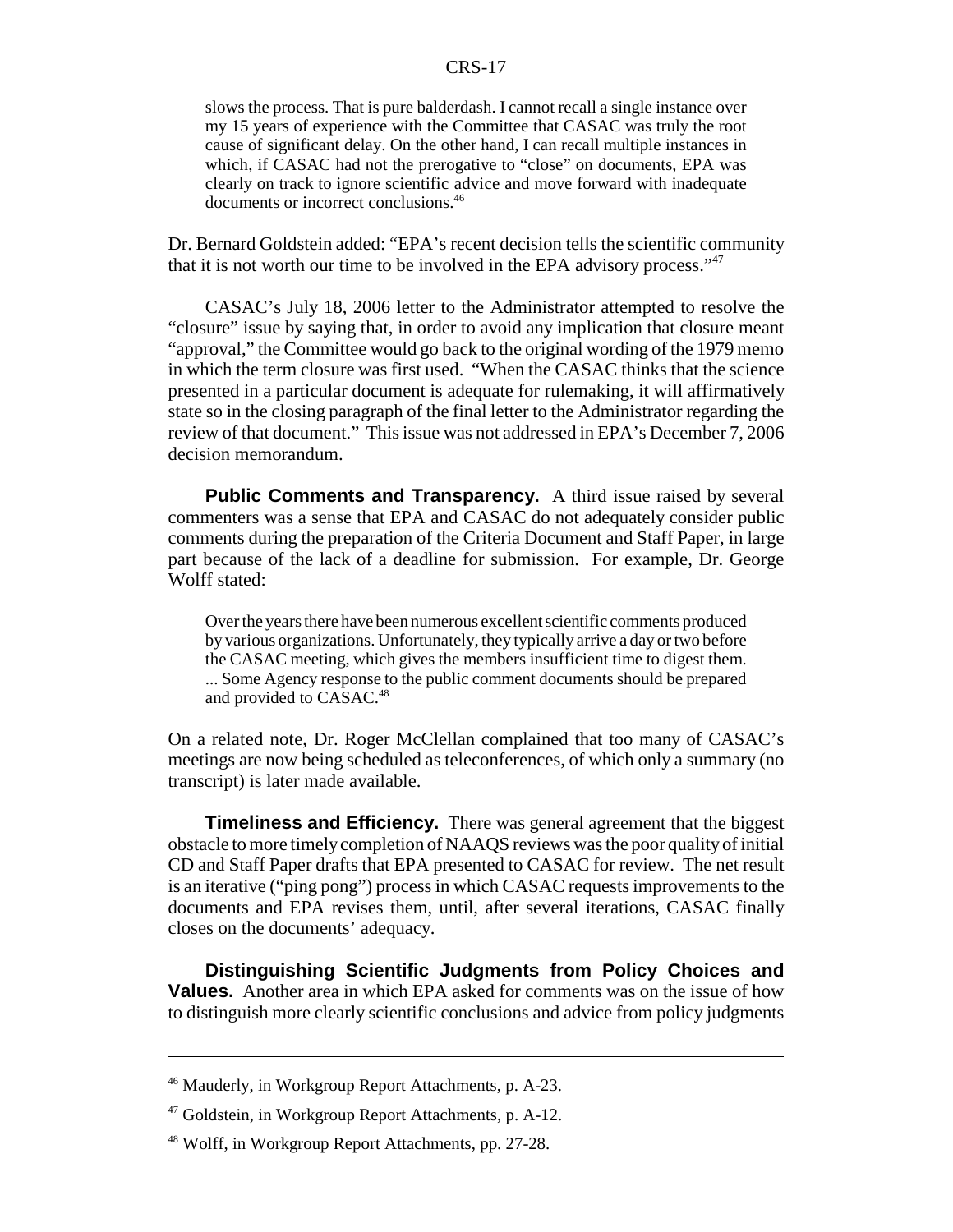> slows the process. That is pure balderdash. I cannot recall a single instance over my 15 years of experience with the Committee that CASAC was truly the root cause of significant delay. On the other hand, I can recall multiple instances in which, if CASAC had not the prerogative to "close" on documents, EPA was clearly on track to ignore scientific advice and move forward with inadequate documents or incorrect conclusions.[46]

Dr. Bernard Goldstein added: "EPA's recent decision tells the scientific community that it is not worth our time to be involved in the EPA advisory process."[47]

CASAC's July 18, 2006 letter to the Administrator attempted to resolve the "closure" issue by saying that, in order to avoid any implication that closure meant "approval," the Committee would go back to the original wording of the 1979 memo in which the term closure was first used. "When the CASAC thinks that the science presented in a particular document is adequate for rulemaking, it will affirmatively state so in the closing paragraph of the final letter to the Administrator regarding the review of that document." This issue was not addressed in EPA's December 7, 2006 decision memorandum.

**Public Comments and Transparency.** A third issue raised by several commenters was a sense that EPA and CASAC do not adequately consider public comments during the preparation of the Criteria Document and Staff Paper, in large part because of the lack of a deadline for submission. For example, Dr. George Wolff stated:

> Over the years there have been numerous excellent scientific comments produced by various organizations. Unfortunately, they typically arrive a day or two before the CASAC meeting, which gives the members insufficient time to digest them. ... Some Agency response to the public comment documents should be prepared and provided to CASAC.[48]

On a related note, Dr. Roger McClellan complained that too many of CASAC's meetings are now being scheduled as teleconferences, of which only a summary (no transcript) is later made available.

**Timeliness and Efficiency.** There was general agreement that the biggest obstacle to more timely completion of NAAQS reviews was the poor quality of initial CD and Staff Paper drafts that EPA presented to CASAC for review. The net result is an iterative ("ping pong") process in which CASAC requests improvements to the documents and EPA revises them, until, after several iterations, CASAC finally closes on the documents' adequacy.

**Distinguishing Scientific Judgments from Policy Choices and Values.** Another area in which EPA asked for comments was on the issue of how to distinguish more clearly scientific conclusions and advice from policy judgments

---

[46] Mauderly, in Workgroup Report Attachments, p. A-23.

[47] Goldstein, in Workgroup Report Attachments, p. A-12.

[48] Wolff, in Workgroup Report Attachments, pp. 27-28.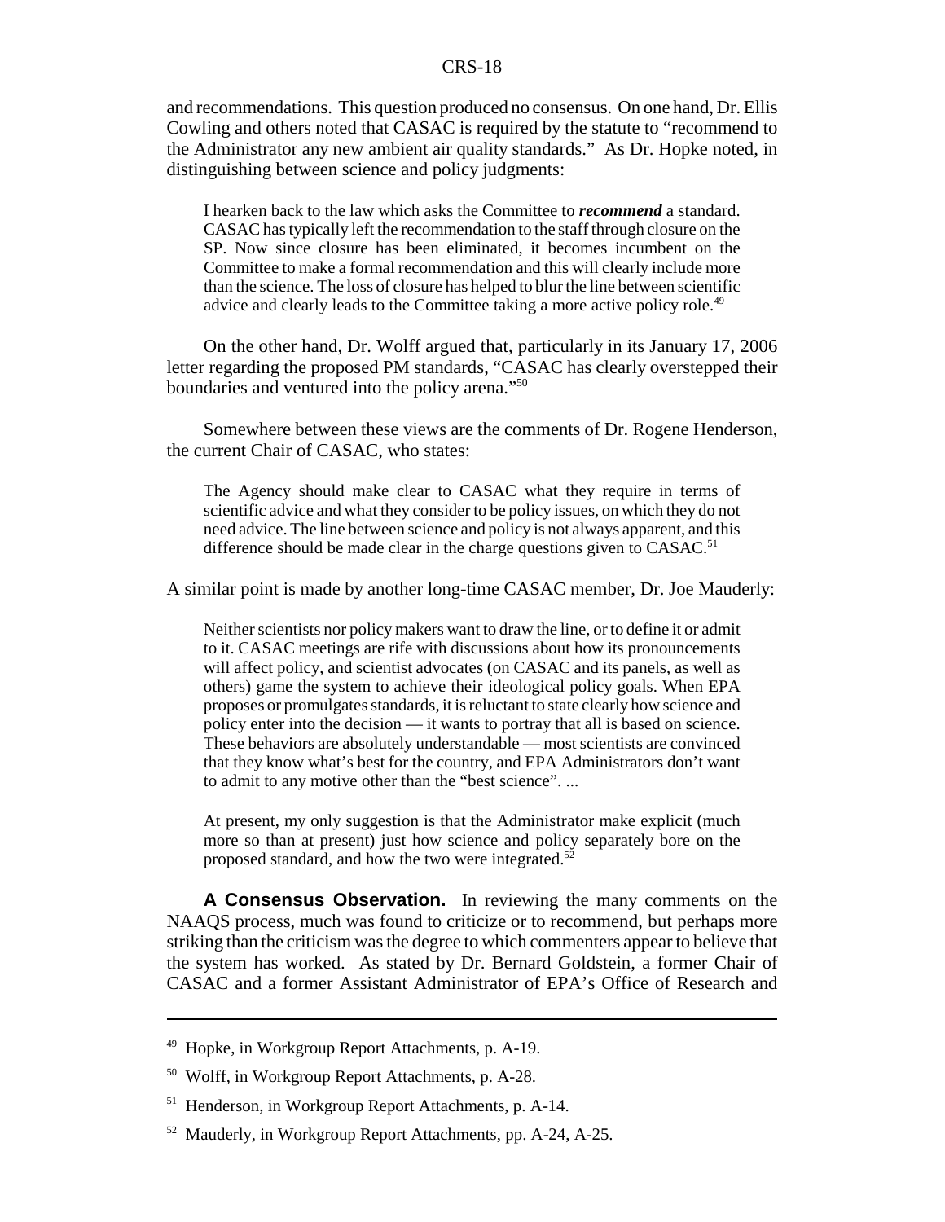and recommendations. This question produced no consensus. On one hand, Dr. Ellis Cowling and others noted that CASAC is required by the statute to "recommend to the Administrator any new ambient air quality standards." As Dr. Hopke noted, in distinguishing between science and policy judgments:

> I hearken back to the law which asks the Committee to ***recommend*** a standard. CASAC has typically left the recommendation to the staff through closure on the SP. Now since closure has been eliminated, it becomes incumbent on the Committee to make a formal recommendation and this will clearly include more than the science. The loss of closure has helped to blur the line between scientific advice and clearly leads to the Committee taking a more active policy role.[49]

On the other hand, Dr. Wolff argued that, particularly in its January 17, 2006 letter regarding the proposed PM standards, "CASAC has clearly overstepped their boundaries and ventured into the policy arena."[50]

Somewhere between these views are the comments of Dr. Rogene Henderson, the current Chair of CASAC, who states:

> The Agency should make clear to CASAC what they require in terms of scientific advice and what they consider to be policy issues, on which they do not need advice. The line between science and policy is not always apparent, and this difference should be made clear in the charge questions given to CASAC.[51]

A similar point is made by another long-time CASAC member, Dr. Joe Mauderly:

> Neither scientists nor policy makers want to draw the line, or to define it or admit to it. CASAC meetings are rife with discussions about how its pronouncements will affect policy, and scientist advocates (on CASAC and its panels, as well as others) game the system to achieve their ideological policy goals. When EPA proposes or promulgates standards, it is reluctant to state clearly how science and policy enter into the decision — it wants to portray that all is based on science. These behaviors are absolutely understandable — most scientists are convinced that they know what's best for the country, and EPA Administrators don't want to admit to any motive other than the "best science". ...
>
> At present, my only suggestion is that the Administrator make explicit (much more so than at present) just how science and policy separately bore on the proposed standard, and how the two were integrated.[52]

**A Consensus Observation.** In reviewing the many comments on the NAAQS process, much was found to criticize or to recommend, but perhaps more striking than the criticism was the degree to which commenters appear to believe that the system has worked. As stated by Dr. Bernard Goldstein, a former Chair of CASAC and a former Assistant Administrator of EPA's Office of Research and

---

[49] Hopke, in Workgroup Report Attachments, p. A-19.

[50] Wolff, in Workgroup Report Attachments, p. A-28.

[51] Henderson, in Workgroup Report Attachments, p. A-14.

[52] Mauderly, in Workgroup Report Attachments, pp. A-24, A-25.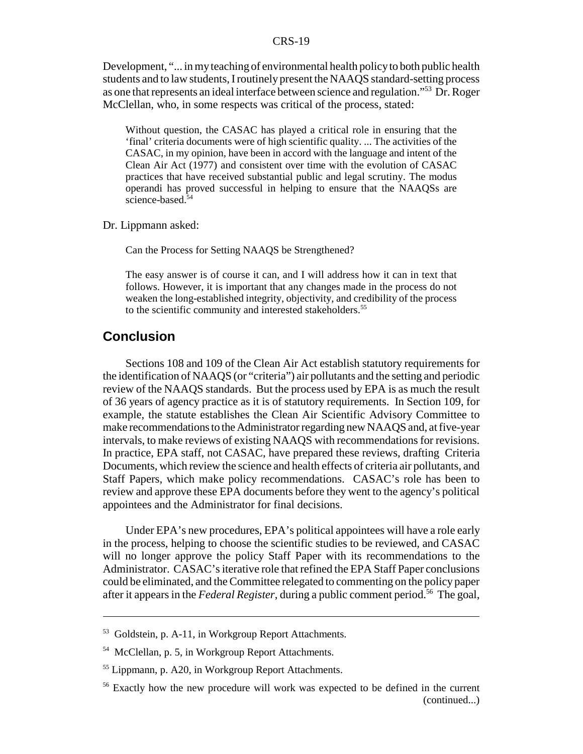Development, "... in my teaching of environmental health policy to both public health students and to law students, I routinely present the NAAQS standard-setting process as one that represents an ideal interface between science and regulation."[53] Dr. Roger McClellan, who, in some respects was critical of the process, stated:

> Without question, the CASAC has played a critical role in ensuring that the 'final' criteria documents were of high scientific quality. ... The activities of the CASAC, in my opinion, have been in accord with the language and intent of the Clean Air Act (1977) and consistent over time with the evolution of CASAC practices that have received substantial public and legal scrutiny. The modus operandi has proved successful in helping to ensure that the NAAQSs are science-based.[54]

Dr. Lippmann asked:

> Can the Process for Setting NAAQS be Strengthened?
>
> The easy answer is of course it can, and I will address how it can in text that follows. However, it is important that any changes made in the process do not weaken the long-established integrity, objectivity, and credibility of the process to the scientific community and interested stakeholders.[55]

## Conclusion

Sections 108 and 109 of the Clean Air Act establish statutory requirements for the identification of NAAQS (or "criteria") air pollutants and the setting and periodic review of the NAAQS standards. But the process used by EPA is as much the result of 36 years of agency practice as it is of statutory requirements. In Section 109, for example, the statute establishes the Clean Air Scientific Advisory Committee to make recommendations to the Administrator regarding new NAAQS and, at five-year intervals, to make reviews of existing NAAQS with recommendations for revisions. In practice, EPA staff, not CASAC, have prepared these reviews, drafting Criteria Documents, which review the science and health effects of criteria air pollutants, and Staff Papers, which make policy recommendations. CASAC's role has been to review and approve these EPA documents before they went to the agency's political appointees and the Administrator for final decisions.

Under EPA's new procedures, EPA's political appointees will have a role early in the process, helping to choose the scientific studies to be reviewed, and CASAC will no longer approve the policy Staff Paper with its recommendations to the Administrator. CASAC's iterative role that refined the EPA Staff Paper conclusions could be eliminated, and the Committee relegated to commenting on the policy paper after it appears in the *Federal Register*, during a public comment period.[56] The goal,

---

[53] Goldstein, p. A-11, in Workgroup Report Attachments.

[54] McClellan, p. 5, in Workgroup Report Attachments.

[55] Lippmann, p. A20, in Workgroup Report Attachments.

[56] Exactly how the new procedure will work was expected to be defined in the current (continued...)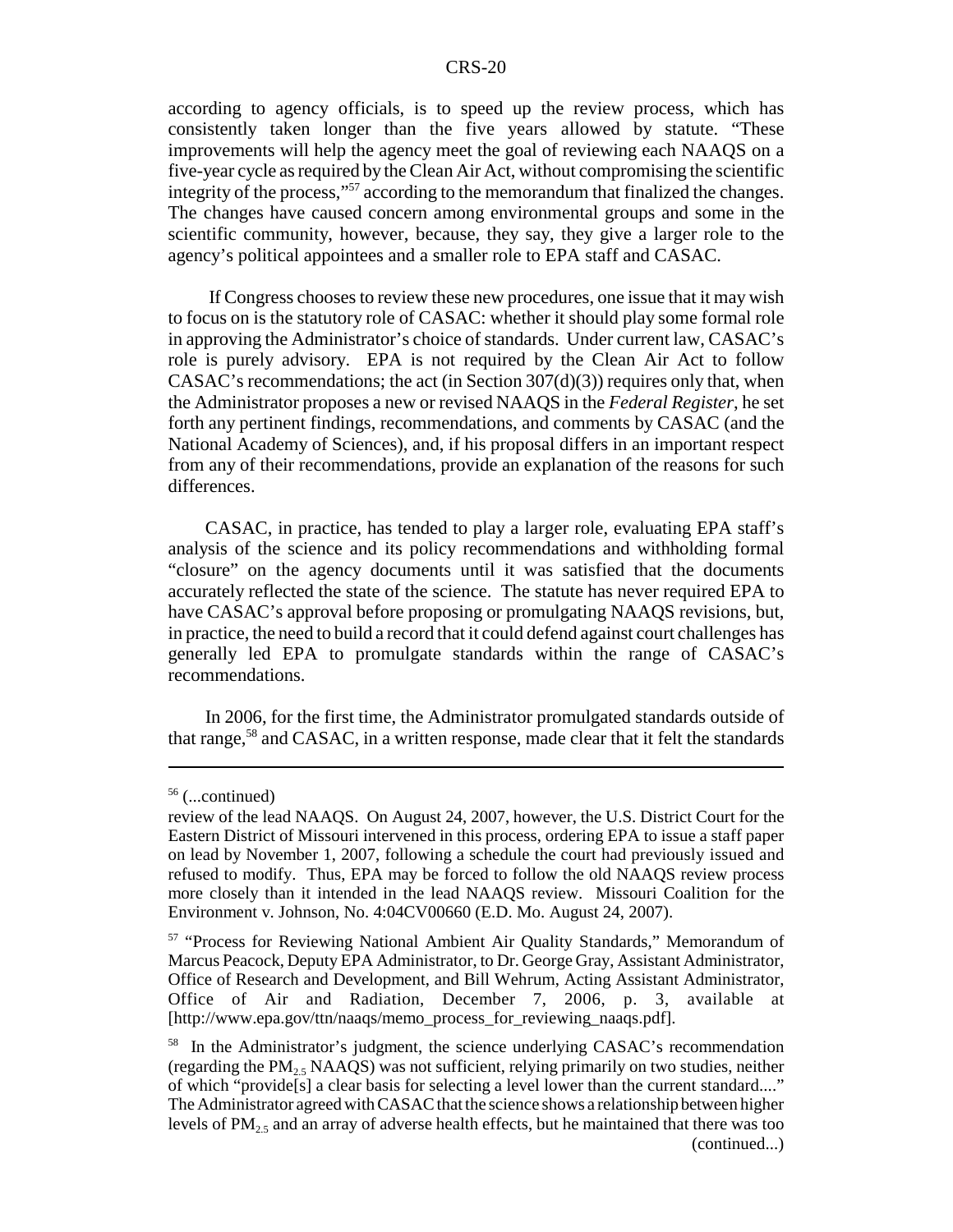according to agency officials, is to speed up the review process, which has consistently taken longer than the five years allowed by statute. "These improvements will help the agency meet the goal of reviewing each NAAQS on a five-year cycle as required by the Clean Air Act, without compromising the scientific integrity of the process,"[57] according to the memorandum that finalized the changes. The changes have caused concern among environmental groups and some in the scientific community, however, because, they say, they give a larger role to the agency's political appointees and a smaller role to EPA staff and CASAC.

If Congress chooses to review these new procedures, one issue that it may wish to focus on is the statutory role of CASAC: whether it should play some formal role in approving the Administrator's choice of standards. Under current law, CASAC's role is purely advisory. EPA is not required by the Clean Air Act to follow CASAC's recommendations; the act (in Section 307(d)(3)) requires only that, when the Administrator proposes a new or revised NAAQS in the *Federal Register*, he set forth any pertinent findings, recommendations, and comments by CASAC (and the National Academy of Sciences), and, if his proposal differs in an important respect from any of their recommendations, provide an explanation of the reasons for such differences.

CASAC, in practice, has tended to play a larger role, evaluating EPA staff's analysis of the science and its policy recommendations and withholding formal "closure" on the agency documents until it was satisfied that the documents accurately reflected the state of the science. The statute has never required EPA to have CASAC's approval before proposing or promulgating NAAQS revisions, but, in practice, the need to build a record that it could defend against court challenges has generally led EPA to promulgate standards within the range of CASAC's recommendations.

In 2006, for the first time, the Administrator promulgated standards outside of that range,[58] and CASAC, in a written response, made clear that it felt the standards

---

[56] (...continued)
review of the lead NAAQS. On August 24, 2007, however, the U.S. District Court for the Eastern District of Missouri intervened in this process, ordering EPA to issue a staff paper on lead by November 1, 2007, following a schedule the court had previously issued and refused to modify. Thus, EPA may be forced to follow the old NAAQS review process more closely than it intended in the lead NAAQS review. Missouri Coalition for the Environment v. Johnson, No. 4:04CV00660 (E.D. Mo. August 24, 2007).

[57] "Process for Reviewing National Ambient Air Quality Standards," Memorandum of Marcus Peacock, Deputy EPA Administrator, to Dr. George Gray, Assistant Administrator, Office of Research and Development, and Bill Wehrum, Acting Assistant Administrator, Office of Air and Radiation, December 7, 2006, p. 3, available at [http://www.epa.gov/ttn/naaqs/memo_process_for_reviewing_naaqs.pdf].

[58] In the Administrator's judgment, the science underlying CASAC's recommendation (regarding the $PM_{2.5}$ NAAQS) was not sufficient, relying primarily on two studies, neither of which "provide[s] a clear basis for selecting a level lower than the current standard...." The Administrator agreed with CASAC that the science shows a relationship between higher levels of $PM_{2.5}$ and an array of adverse health effects, but he maintained that there was too (continued...)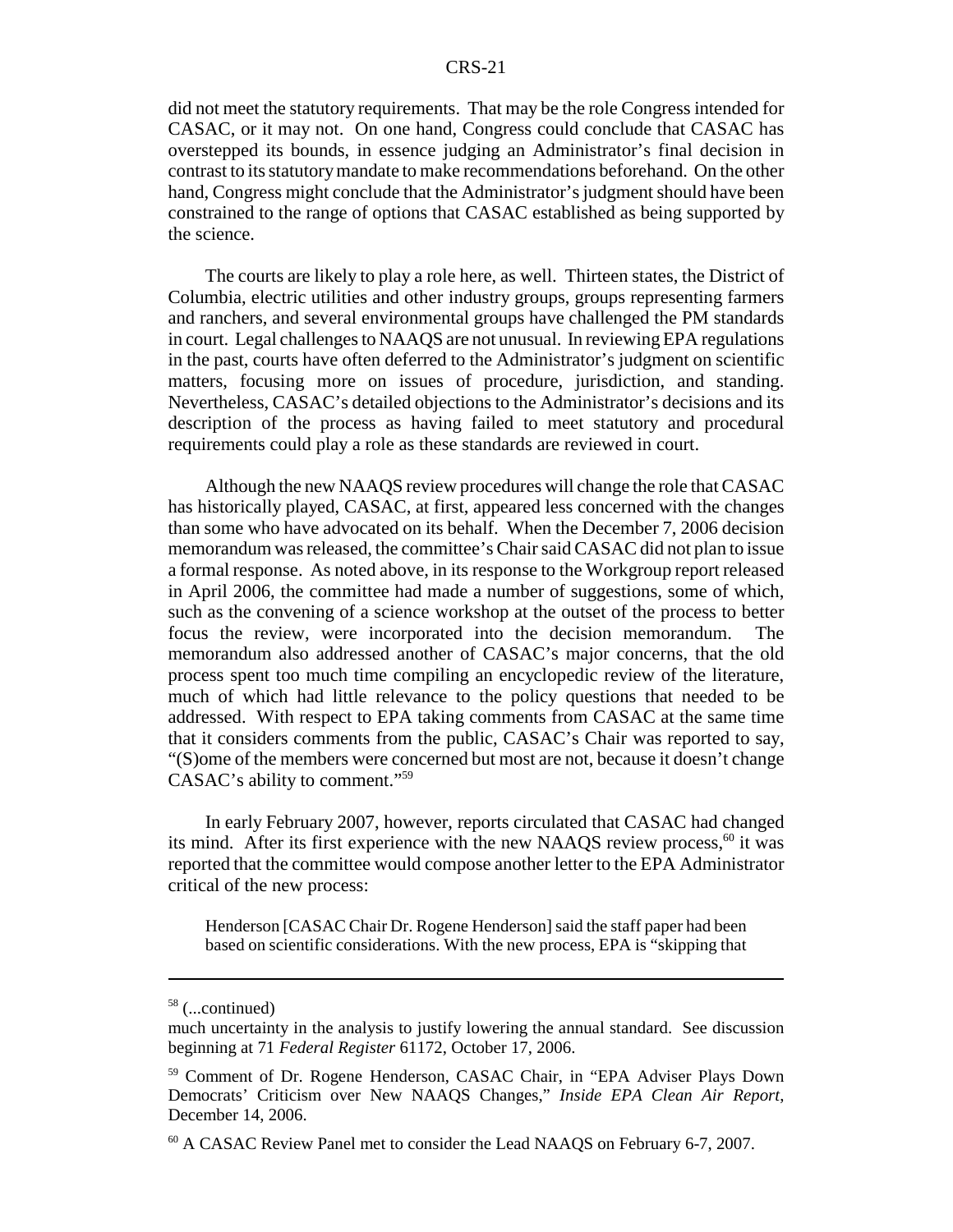did not meet the statutory requirements. That may be the role Congress intended for CASAC, or it may not. On one hand, Congress could conclude that CASAC has overstepped its bounds, in essence judging an Administrator's final decision in contrast to its statutory mandate to make recommendations beforehand. On the other hand, Congress might conclude that the Administrator's judgment should have been constrained to the range of options that CASAC established as being supported by the science.

The courts are likely to play a role here, as well. Thirteen states, the District of Columbia, electric utilities and other industry groups, groups representing farmers and ranchers, and several environmental groups have challenged the PM standards in court. Legal challenges to NAAQS are not unusual. In reviewing EPA regulations in the past, courts have often deferred to the Administrator's judgment on scientific matters, focusing more on issues of procedure, jurisdiction, and standing. Nevertheless, CASAC's detailed objections to the Administrator's decisions and its description of the process as having failed to meet statutory and procedural requirements could play a role as these standards are reviewed in court.

Although the new NAAQS review procedures will change the role that CASAC has historically played, CASAC, at first, appeared less concerned with the changes than some who have advocated on its behalf. When the December 7, 2006 decision memorandum was released, the committee's Chair said CASAC did not plan to issue a formal response. As noted above, in its response to the Workgroup report released in April 2006, the committee had made a number of suggestions, some of which, such as the convening of a science workshop at the outset of the process to better focus the review, were incorporated into the decision memorandum. The memorandum also addressed another of CASAC's major concerns, that the old process spent too much time compiling an encyclopedic review of the literature, much of which had little relevance to the policy questions that needed to be addressed. With respect to EPA taking comments from CASAC at the same time that it considers comments from the public, CASAC's Chair was reported to say, "(S)ome of the members were concerned but most are not, because it doesn't change CASAC's ability to comment."[59]

In early February 2007, however, reports circulated that CASAC had changed its mind. After its first experience with the new NAAQS review process,[60] it was reported that the committee would compose another letter to the EPA Administrator critical of the new process:

> Henderson [CASAC Chair Dr. Rogene Henderson] said the staff paper had been based on scientific considerations. With the new process, EPA is "skipping that

---

[58] (...continued)
much uncertainty in the analysis to justify lowering the annual standard. See discussion beginning at 71 *Federal Register* 61172, October 17, 2006.

[59] Comment of Dr. Rogene Henderson, CASAC Chair, in "EPA Adviser Plays Down Democrats' Criticism over New NAAQS Changes," *Inside EPA Clean Air Report*, December 14, 2006.

[60] A CASAC Review Panel met to consider the Lead NAAQS on February 6-7, 2007.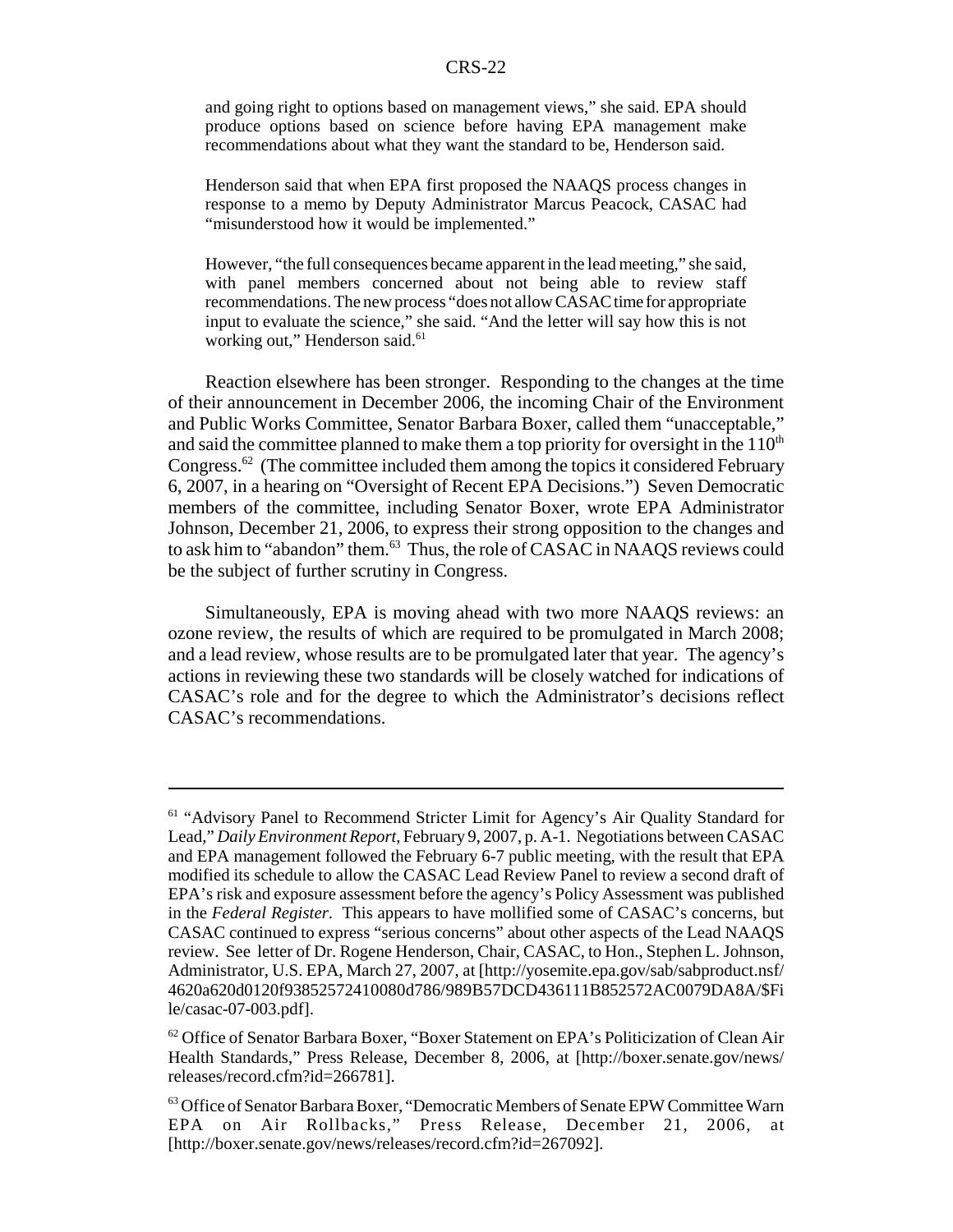> and going right to options based on management views," she said. EPA should produce options based on science before having EPA management make recommendations about what they want the standard to be, Henderson said.
>
> Henderson said that when EPA first proposed the NAAQS process changes in response to a memo by Deputy Administrator Marcus Peacock, CASAC had "misunderstood how it would be implemented."
>
> However, "the full consequences became apparent in the lead meeting," she said, with panel members concerned about not being able to review staff recommendations. The new process "does not allow CASAC time for appropriate input to evaluate the science," she said. "And the letter will say how this is not working out," Henderson said.[61]

Reaction elsewhere has been stronger. Responding to the changes at the time of their announcement in December 2006, the incoming Chair of the Environment and Public Works Committee, Senator Barbara Boxer, called them "unacceptable," and said the committee planned to make them a top priority for oversight in the 110th Congress.[62] (The committee included them among the topics it considered February 6, 2007, in a hearing on "Oversight of Recent EPA Decisions.") Seven Democratic members of the committee, including Senator Boxer, wrote EPA Administrator Johnson, December 21, 2006, to express their strong opposition to the changes and to ask him to "abandon" them.[63] Thus, the role of CASAC in NAAQS reviews could be the subject of further scrutiny in Congress.

Simultaneously, EPA is moving ahead with two more NAAQS reviews: an ozone review, the results of which are required to be promulgated in March 2008; and a lead review, whose results are to be promulgated later that year. The agency's actions in reviewing these two standards will be closely watched for indications of CASAC's role and for the degree to which the Administrator's decisions reflect CASAC's recommendations.

---

[61] "Advisory Panel to Recommend Stricter Limit for Agency's Air Quality Standard for Lead," *Daily Environment Report*, February 9, 2007, p. A-1. Negotiations between CASAC and EPA management followed the February 6-7 public meeting, with the result that EPA modified its schedule to allow the CASAC Lead Review Panel to review a second draft of EPA's risk and exposure assessment before the agency's Policy Assessment was published in the *Federal Register*. This appears to have mollified some of CASAC's concerns, but CASAC continued to express "serious concerns" about other aspects of the Lead NAAQS review. See letter of Dr. Rogene Henderson, Chair, CASAC, to Hon., Stephen L. Johnson, Administrator, U.S. EPA, March 27, 2007, at [http://yosemite.epa.gov/sab/sabproduct.nsf/4620a620d0120f93852572410080d786/989B57DCD436111B852572AC0079DA8A/$File/casac-07-003.pdf].

[62] Office of Senator Barbara Boxer, "Boxer Statement on EPA's Politicization of Clean Air Health Standards," Press Release, December 8, 2006, at [http://boxer.senate.gov/news/releases/record.cfm?id=266781].

[63] Office of Senator Barbara Boxer, "Democratic Members of Senate EPW Committee Warn EPA on Air Rollbacks," Press Release, December 21, 2006, at [http://boxer.senate.gov/news/releases/record.cfm?id=267092].